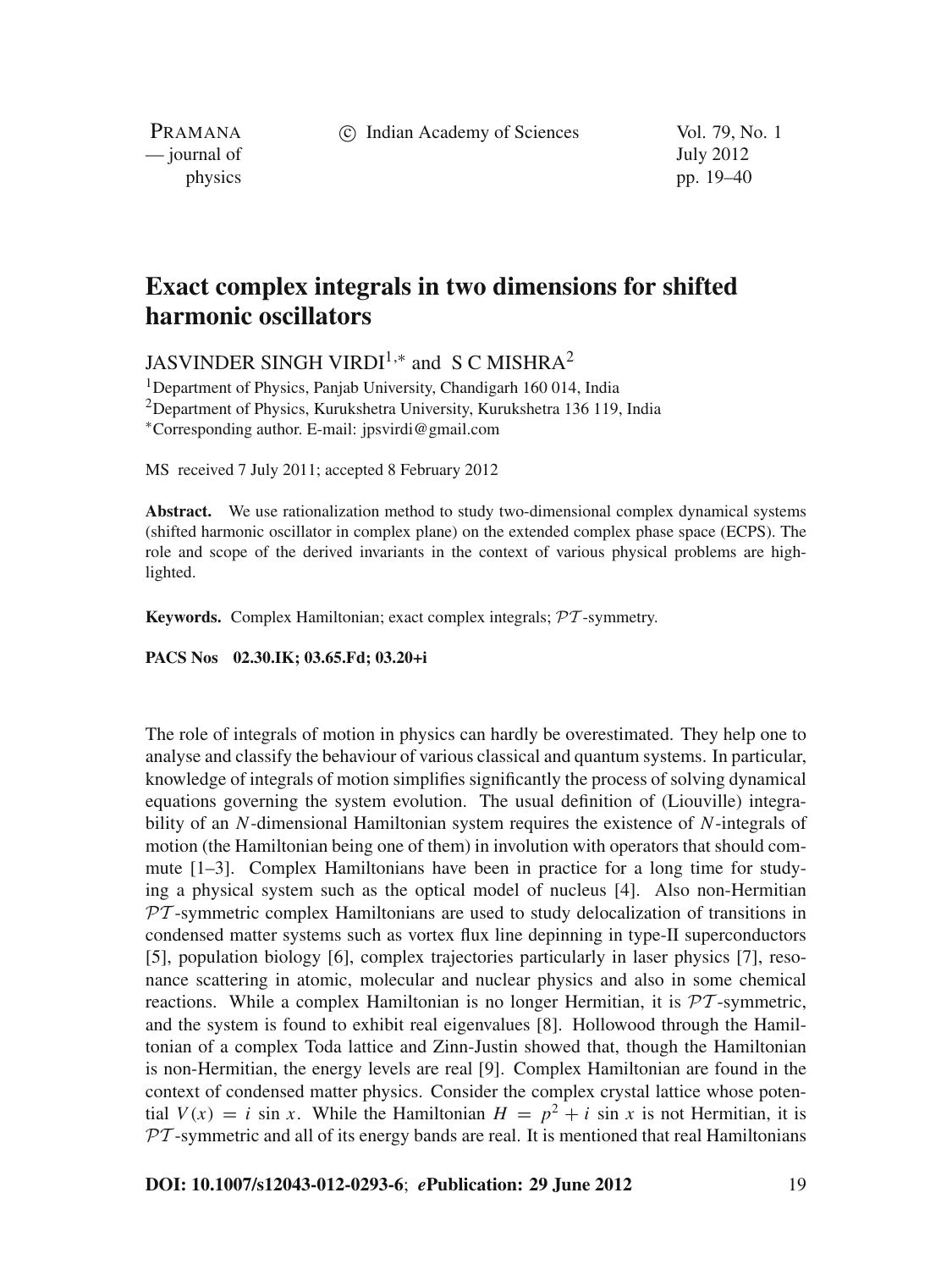# Exact complex integrals in two dimensions for shifted harmonic oscillators

JASVINDER SINGH VIRDI[1,*] and S C MISHRA[2]

[1]Department of Physics, Panjab University, Chandigarh 160 014, India
[2]Department of Physics, Kurukshetra University, Kurukshetra 136 119, India
[*]Corresponding author. E-mail: jpsvirdi@gmail.com

MS received 7 July 2011; accepted 8 February 2012

**Abstract.** We use rationalization method to study two-dimensional complex dynamical systems (shifted harmonic oscillator in complex plane) on the extended complex phase space (ECPS). The role and scope of the derived invariants in the context of various physical problems are highlighted.

**Keywords.** Complex Hamiltonian; exact complex integrals; $\mathcal{PT}$-symmetry.

**PACS Nos** 02.30.IK; 03.65.Fd; 03.20+i

The role of integrals of motion in physics can hardly be overestimated. They help one to analyse and classify the behaviour of various classical and quantum systems. In particular, knowledge of integrals of motion simplifies significantly the process of solving dynamical equations governing the system evolution. The usual definition of (Liouville) integrability of an $N$-dimensional Hamiltonian system requires the existence of $N$-integrals of motion (the Hamiltonian being one of them) in involution with operators that should commute [1–3]. Complex Hamiltonians have been in practice for a long time for studying a physical system such as the optical model of nucleus [4]. Also non-Hermitian $\mathcal{PT}$-symmetric complex Hamiltonians are used to study delocalization of transitions in condensed matter systems such as vortex flux line depinning in type-II superconductors [5], population biology [6], complex trajectories particularly in laser physics [7], resonance scattering in atomic, molecular and nuclear physics and also in some chemical reactions. While a complex Hamiltonian is no longer Hermitian, it is $\mathcal{PT}$-symmetric, and the system is found to exhibit real eigenvalues [8]. Hollowood through the Hamiltonian of a complex Toda lattice and Zinn-Justin showed that, though the Hamiltonian is non-Hermitian, the energy levels are real [9]. Complex Hamiltonian are found in the context of condensed matter physics. Consider the complex crystal lattice whose potential $V(x) = i \sin x$. While the Hamiltonian $H = p^2 + i \sin x$ is not Hermitian, it is $\mathcal{PT}$-symmetric and all of its energy bands are real. It is mentioned that real Hamiltonians

**DOI: 10.1007/s12043-012-0293-6**; ***e*Publication: 29 June 2012**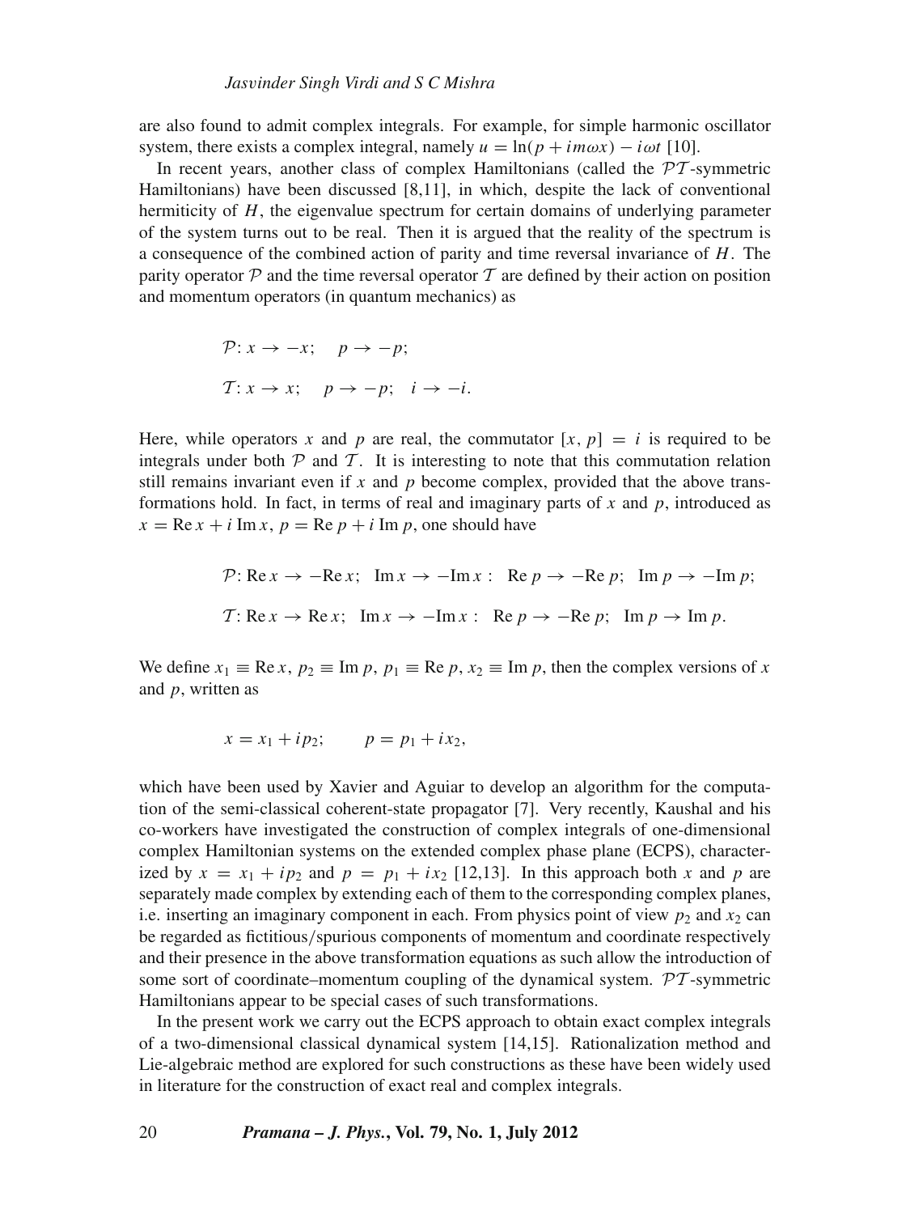are also found to admit complex integrals. For example, for simple harmonic oscillator system, there exists a complex integral, namely $u = \ln(p + im\omega x) - i\omega t$ [10].

In recent years, another class of complex Hamiltonians (called the $\mathcal{PT}$-symmetric Hamiltonians) have been discussed [8,11], in which, despite the lack of conventional hermiticity of $H$, the eigenvalue spectrum for certain domains of underlying parameter of the system turns out to be real. Then it is argued that the reality of the spectrum is a consequence of the combined action of parity and time reversal invariance of $H$. The parity operator $\mathcal{P}$ and the time reversal operator $\mathcal{T}$ are defined by their action on position and momentum operators (in quantum mechanics) as

$$\mathcal{P}: x \to -x; \quad p \to -p;$$

$$\mathcal{T}: x \to x; \quad p \to -p; \quad i \to -i.$$

Here, while operators $x$ and $p$ are real, the commutator $[x, p] = i$ is required to be integrals under both $\mathcal{P}$ and $\mathcal{T}$. It is interesting to note that this commutation relation still remains invariant even if $x$ and $p$ become complex, provided that the above transformations hold. In fact, in terms of real and imaginary parts of $x$ and $p$, introduced as $x = \mathrm{Re}\, x + i\, \mathrm{Im}\, x$, $p = \mathrm{Re}\, p + i\, \mathrm{Im}\, p$, one should have

$$\mathcal{P}: \mathrm{Re}\, x \to -\mathrm{Re}\, x; \quad \mathrm{Im}\, x \to -\mathrm{Im}\, x: \quad \mathrm{Re}\, p \to -\mathrm{Re}\, p; \quad \mathrm{Im}\, p \to -\mathrm{Im}\, p;$$

$$\mathcal{T}: \mathrm{Re}\, x \to \mathrm{Re}\, x; \quad \mathrm{Im}\, x \to -\mathrm{Im}\, x: \quad \mathrm{Re}\, p \to -\mathrm{Re}\, p; \quad \mathrm{Im}\, p \to \mathrm{Im}\, p.$$

We define $x_1 \equiv \mathrm{Re}\, x$, $p_2 \equiv \mathrm{Im}\, p$, $p_1 \equiv \mathrm{Re}\, p$, $x_2 \equiv \mathrm{Im}\, p$, then the complex versions of $x$ and $p$, written as

$$x = x_1 + ip_2; \qquad p = p_1 + ix_2,$$

which have been used by Xavier and Aguiar to develop an algorithm for the computation of the semi-classical coherent-state propagator [7]. Very recently, Kaushal and his co-workers have investigated the construction of complex integrals of one-dimensional complex Hamiltonian systems on the extended complex phase plane (ECPS), characterized by $x = x_1 + ip_2$ and $p = p_1 + ix_2$ [12,13]. In this approach both $x$ and $p$ are separately made complex by extending each of them to the corresponding complex planes, i.e. inserting an imaginary component in each. From physics point of view $p_2$ and $x_2$ can be regarded as fictitious/spurious components of momentum and coordinate respectively and their presence in the above transformation equations as such allow the introduction of some sort of coordinate–momentum coupling of the dynamical system. $\mathcal{PT}$-symmetric Hamiltonians appear to be special cases of such transformations.

In the present work we carry out the ECPS approach to obtain exact complex integrals of a two-dimensional classical dynamical system [14,15]. Rationalization method and Lie-algebraic method are explored for such constructions as these have been widely used in literature for the construction of exact real and complex integrals.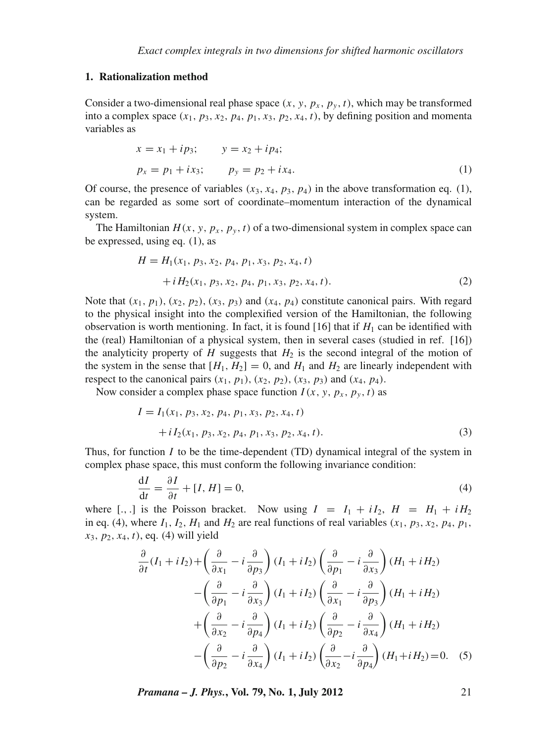## 1. Rationalization method

Consider a two-dimensional real phase space $(x, y, p_x, p_y, t)$, which may be transformed into a complex space $(x_1, p_3, x_2, p_4, p_1, x_3, p_2, x_4, t)$, by defining position and momenta variables as

$$
\begin{aligned}
x &= x_1 + ip_3; \qquad y = x_2 + ip_4; \\
p_x &= p_1 + ix_3; \qquad p_y = p_2 + ix_4.
\end{aligned} \tag{1}
$$

Of course, the presence of variables $(x_3, x_4, p_3, p_4)$ in the above transformation eq. (1), can be regarded as some sort of coordinate–momentum interaction of the dynamical system.

The Hamiltonian $H(x, y, p_x, p_y, t)$ of a two-dimensional system in complex space can be expressed, using eq. (1), as

$$
\begin{aligned}
H &= H_1(x_1, p_3, x_2, p_4, p_1, x_3, p_2, x_4, t) \\
&\quad + iH_2(x_1, p_3, x_2, p_4, p_1, x_3, p_2, x_4, t).
\end{aligned} \tag{2}
$$

Note that $(x_1, p_1)$, $(x_2, p_2)$, $(x_3, p_3)$ and $(x_4, p_4)$ constitute canonical pairs. With regard to the physical insight into the complexified version of the Hamiltonian, the following observation is worth mentioning. In fact, it is found [16] that if $H_1$ can be identified with the (real) Hamiltonian of a physical system, then in several cases (studied in ref. [16]) the analyticity property of $H$ suggests that $H_2$ is the second integral of the motion of the system in the sense that $[H_1, H_2] = 0$, and $H_1$ and $H_2$ are linearly independent with respect to the canonical pairs $(x_1, p_1)$, $(x_2, p_2)$, $(x_3, p_3)$ and $(x_4, p_4)$.

Now consider a complex phase space function $I(x, y, p_x, p_y, t)$ as

$$
\begin{aligned}
I &= I_1(x_1, p_3, x_2, p_4, p_1, x_3, p_2, x_4, t) \\
&\quad + iI_2(x_1, p_3, x_2, p_4, p_1, x_3, p_2, x_4, t).
\end{aligned} \tag{3}
$$

Thus, for function $I$ to be the time-dependent (TD) dynamical integral of the system in complex phase space, this must conform the following invariance condition:

$$
\frac{\mathrm{d}I}{\mathrm{d}t} = \frac{\partial I}{\partial t} + [I, H] = 0, \tag{4}
$$

where $[.,.]$ is the Poisson bracket. Now using $I = I_1 + iI_2$, $H = H_1 + iH_2$ in eq. (4), where $I_1$, $I_2$, $H_1$ and $H_2$ are real functions of real variables $(x_1, p_3, x_2, p_4, p_1, x_3, p_2, x_4, t)$, eq. (4) will yield

$$
\begin{aligned}
&\frac{\partial}{\partial t}(I_1 + iI_2) + \left(\frac{\partial}{\partial x_1} - i\frac{\partial}{\partial p_3}\right)(I_1 + iI_2)\left(\frac{\partial}{\partial p_1} - i\frac{\partial}{\partial x_3}\right)(H_1 + iH_2) \\
&\quad - \left(\frac{\partial}{\partial p_1} - i\frac{\partial}{\partial x_3}\right)(I_1 + iI_2)\left(\frac{\partial}{\partial x_1} - i\frac{\partial}{\partial p_3}\right)(H_1 + iH_2) \\
&\quad + \left(\frac{\partial}{\partial x_2} - i\frac{\partial}{\partial p_4}\right)(I_1 + iI_2)\left(\frac{\partial}{\partial p_2} - i\frac{\partial}{\partial x_4}\right)(H_1 + iH_2) \\
&\quad - \left(\frac{\partial}{\partial p_2} - i\frac{\partial}{\partial x_4}\right)(I_1 + iI_2)\left(\frac{\partial}{\partial x_2} - i\frac{\partial}{\partial p_4}\right)(H_1 + iH_2) = 0.
\end{aligned} \tag{5}
$$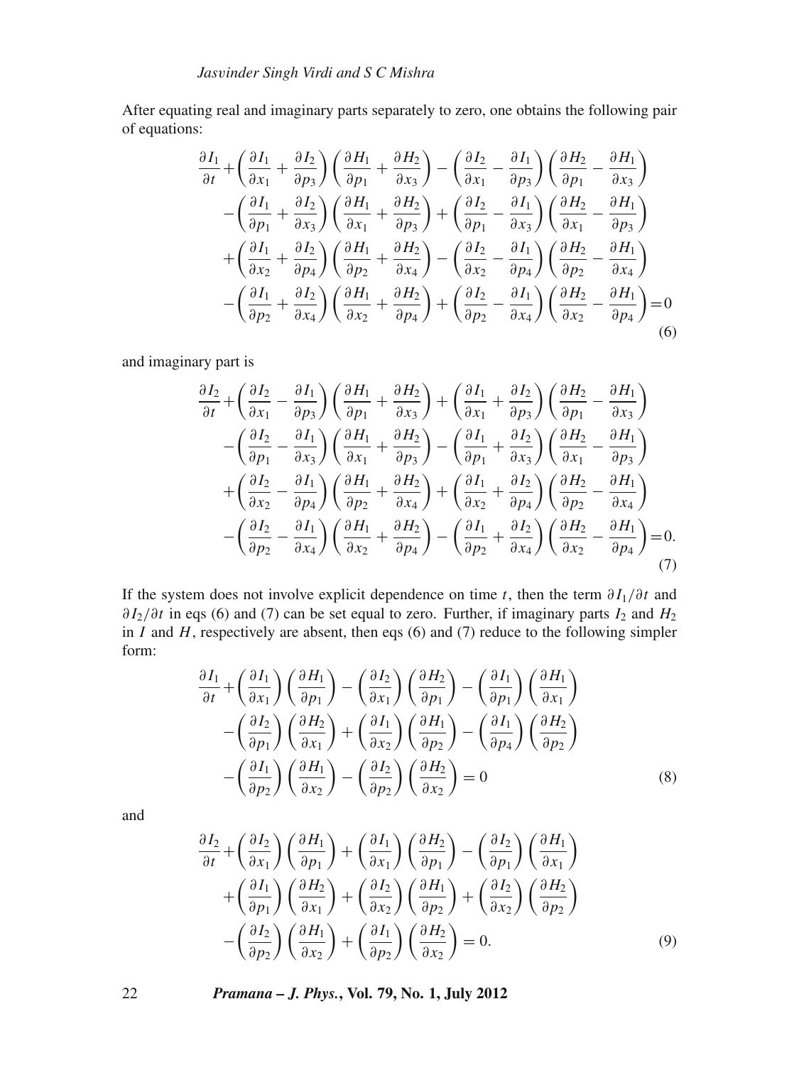After equating real and imaginary parts separately to zero, one obtains the following pair of equations:

$$
\begin{aligned}
&\frac{\partial I_1}{\partial t}+\left(\frac{\partial I_1}{\partial x_1}+\frac{\partial I_2}{\partial p_3}\right)\left(\frac{\partial H_1}{\partial p_1}+\frac{\partial H_2}{\partial x_3}\right)-\left(\frac{\partial I_2}{\partial x_1}-\frac{\partial I_1}{\partial p_3}\right)\left(\frac{\partial H_2}{\partial p_1}-\frac{\partial H_1}{\partial x_3}\right)\\
&\quad-\left(\frac{\partial I_1}{\partial p_1}+\frac{\partial I_2}{\partial x_3}\right)\left(\frac{\partial H_1}{\partial x_1}+\frac{\partial H_2}{\partial p_3}\right)+\left(\frac{\partial I_2}{\partial p_1}-\frac{\partial I_1}{\partial x_3}\right)\left(\frac{\partial H_2}{\partial x_1}-\frac{\partial H_1}{\partial p_3}\right)\\
&\quad+\left(\frac{\partial I_1}{\partial x_2}+\frac{\partial I_2}{\partial p_4}\right)\left(\frac{\partial H_1}{\partial p_2}+\frac{\partial H_2}{\partial x_4}\right)-\left(\frac{\partial I_2}{\partial x_2}-\frac{\partial I_1}{\partial p_4}\right)\left(\frac{\partial H_2}{\partial p_2}-\frac{\partial H_1}{\partial x_4}\right)\\
&\quad-\left(\frac{\partial I_1}{\partial p_2}+\frac{\partial I_2}{\partial x_4}\right)\left(\frac{\partial H_1}{\partial x_2}+\frac{\partial H_2}{\partial p_4}\right)+\left(\frac{\partial I_2}{\partial p_2}-\frac{\partial I_1}{\partial x_4}\right)\left(\frac{\partial H_2}{\partial x_2}-\frac{\partial H_1}{\partial p_4}\right)=0
\end{aligned}
\tag{6}
$$

and imaginary part is

$$
\begin{aligned}
&\frac{\partial I_2}{\partial t}+\left(\frac{\partial I_2}{\partial x_1}-\frac{\partial I_1}{\partial p_3}\right)\left(\frac{\partial H_1}{\partial p_1}+\frac{\partial H_2}{\partial x_3}\right)+\left(\frac{\partial I_1}{\partial x_1}+\frac{\partial I_2}{\partial p_3}\right)\left(\frac{\partial H_2}{\partial p_1}-\frac{\partial H_1}{\partial x_3}\right)\\
&\quad-\left(\frac{\partial I_2}{\partial p_1}-\frac{\partial I_1}{\partial x_3}\right)\left(\frac{\partial H_1}{\partial x_1}+\frac{\partial H_2}{\partial p_3}\right)-\left(\frac{\partial I_1}{\partial p_1}+\frac{\partial I_2}{\partial x_3}\right)\left(\frac{\partial H_2}{\partial x_1}-\frac{\partial H_1}{\partial p_3}\right)\\
&\quad+\left(\frac{\partial I_2}{\partial x_2}-\frac{\partial I_1}{\partial p_4}\right)\left(\frac{\partial H_1}{\partial p_2}+\frac{\partial H_2}{\partial x_4}\right)+\left(\frac{\partial I_1}{\partial x_2}+\frac{\partial I_2}{\partial p_4}\right)\left(\frac{\partial H_2}{\partial p_2}-\frac{\partial H_1}{\partial x_4}\right)\\
&\quad-\left(\frac{\partial I_2}{\partial p_2}-\frac{\partial I_1}{\partial x_4}\right)\left(\frac{\partial H_1}{\partial x_2}+\frac{\partial H_2}{\partial p_4}\right)-\left(\frac{\partial I_1}{\partial p_2}+\frac{\partial I_2}{\partial x_4}\right)\left(\frac{\partial H_2}{\partial x_2}-\frac{\partial H_1}{\partial p_4}\right)=0.
\end{aligned}
\tag{7}
$$

If the system does not involve explicit dependence on time $t$, then the term $\partial I_1/\partial t$ and $\partial I_2/\partial t$ in eqs (6) and (7) can be set equal to zero. Further, if imaginary parts $I_2$ and $H_2$ in $I$ and $H$, respectively are absent, then eqs (6) and (7) reduce to the following simpler form:

$$
\begin{aligned}
&\frac{\partial I_1}{\partial t}+\left(\frac{\partial I_1}{\partial x_1}\right)\left(\frac{\partial H_1}{\partial p_1}\right)-\left(\frac{\partial I_2}{\partial x_1}\right)\left(\frac{\partial H_2}{\partial p_1}\right)-\left(\frac{\partial I_1}{\partial p_1}\right)\left(\frac{\partial H_1}{\partial x_1}\right)\\
&\quad-\left(\frac{\partial I_2}{\partial p_1}\right)\left(\frac{\partial H_2}{\partial x_1}\right)+\left(\frac{\partial I_1}{\partial x_2}\right)\left(\frac{\partial H_1}{\partial p_2}\right)-\left(\frac{\partial I_1}{\partial p_4}\right)\left(\frac{\partial H_2}{\partial p_2}\right)\\
&\quad-\left(\frac{\partial I_1}{\partial p_2}\right)\left(\frac{\partial H_1}{\partial x_2}\right)-\left(\frac{\partial I_2}{\partial p_2}\right)\left(\frac{\partial H_2}{\partial x_2}\right)=0
\end{aligned}
\tag{8}
$$

and

$$
\begin{aligned}
&\frac{\partial I_2}{\partial t}+\left(\frac{\partial I_2}{\partial x_1}\right)\left(\frac{\partial H_1}{\partial p_1}\right)+\left(\frac{\partial I_1}{\partial x_1}\right)\left(\frac{\partial H_2}{\partial p_1}\right)-\left(\frac{\partial I_2}{\partial p_1}\right)\left(\frac{\partial H_1}{\partial x_1}\right)\\
&\quad+\left(\frac{\partial I_1}{\partial p_1}\right)\left(\frac{\partial H_2}{\partial x_1}\right)+\left(\frac{\partial I_2}{\partial x_2}\right)\left(\frac{\partial H_1}{\partial p_2}\right)+\left(\frac{\partial I_2}{\partial x_2}\right)\left(\frac{\partial H_2}{\partial p_2}\right)\\
&\quad-\left(\frac{\partial I_2}{\partial p_2}\right)\left(\frac{\partial H_1}{\partial x_2}\right)+\left(\frac{\partial I_1}{\partial p_2}\right)\left(\frac{\partial H_2}{\partial x_2}\right)=0.
\end{aligned}
\tag{9}
$$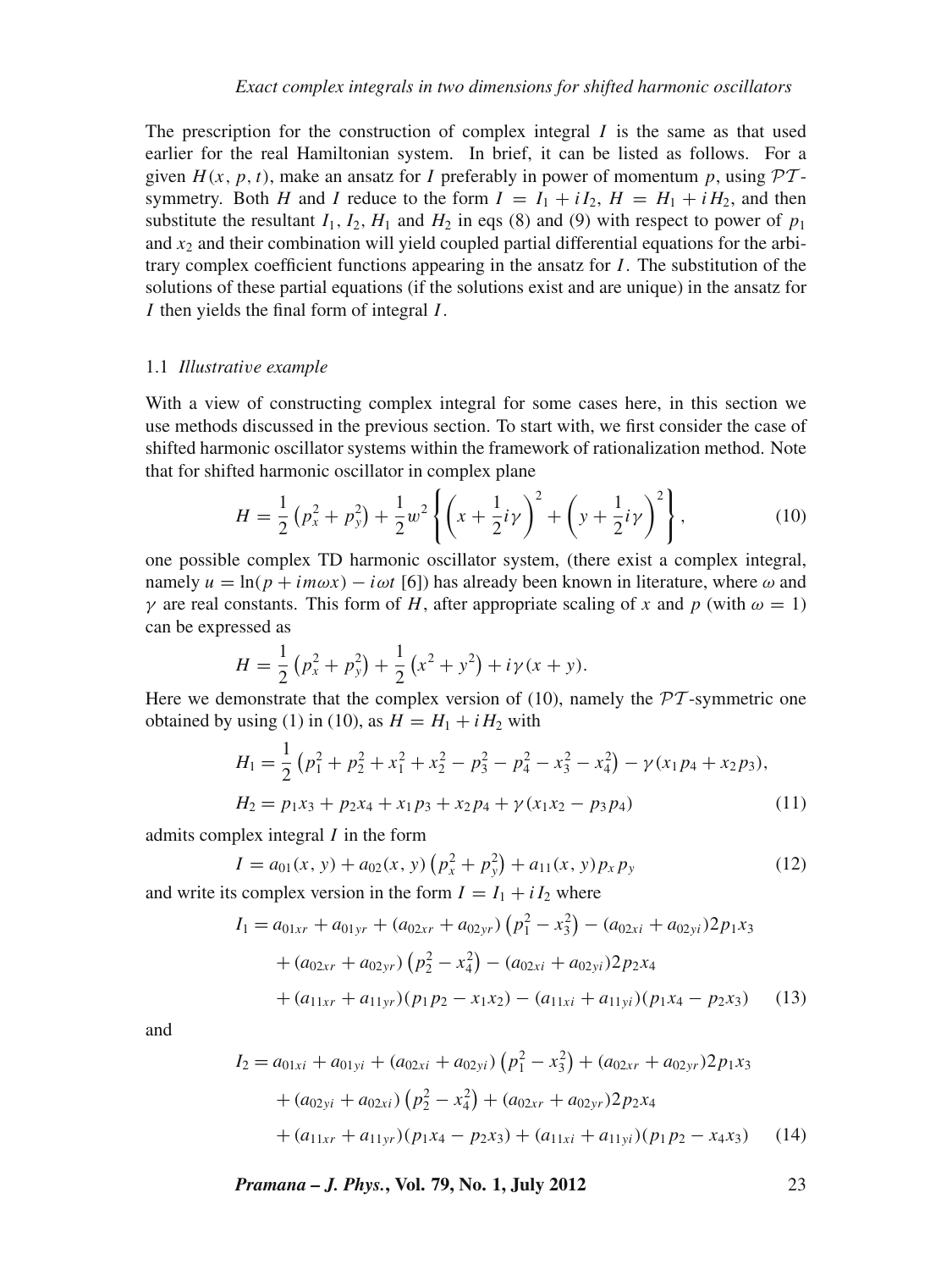The prescription for the construction of complex integral $I$ is the same as that used earlier for the real Hamiltonian system. In brief, it can be listed as follows. For a given $H(x, p, t)$, make an ansatz for $I$ preferably in power of momentum $p$, using $\mathcal{PT}$-symmetry. Both $H$ and $I$ reduce to the form $I = I_1 + iI_2$, $H = H_1 + iH_2$, and then substitute the resultant $I_1$, $I_2$, $H_1$ and $H_2$ in eqs (8) and (9) with respect to power of $p_1$ and $x_2$ and their combination will yield coupled partial differential equations for the arbitrary complex coefficient functions appearing in the ansatz for $I$. The substitution of the solutions of these partial equations (if the solutions exist and are unique) in the ansatz for $I$ then yields the final form of integral $I$.

### 1.1 *Illustrative example*

With a view of constructing complex integral for some cases here, in this section we use methods discussed in the previous section. To start with, we first consider the case of shifted harmonic oscillator systems within the framework of rationalization method. Note that for shifted harmonic oscillator in complex plane

$$H = \frac{1}{2}\left(p_x^2 + p_y^2\right) + \frac{1}{2}w^2\left\{\left(x + \frac{1}{2}i\gamma\right)^2 + \left(y + \frac{1}{2}i\gamma\right)^2\right\}, \tag{10}$$

one possible complex TD harmonic oscillator system, (there exist a complex integral, namely $u = \ln(p + im\omega x) - i\omega t$ [6]) has already been known in literature, where $\omega$ and $\gamma$ are real constants. This form of $H$, after appropriate scaling of $x$ and $p$ (with $\omega = 1$) can be expressed as

$$H = \frac{1}{2}\left(p_x^2 + p_y^2\right) + \frac{1}{2}\left(x^2 + y^2\right) + i\gamma(x + y).$$

Here we demonstrate that the complex version of (10), namely the $\mathcal{PT}$-symmetric one obtained by using (1) in (10), as $H = H_1 + iH_2$ with

$$H_1 = \frac{1}{2}\left(p_1^2 + p_2^2 + x_1^2 + x_2^2 - p_3^2 - p_4^2 - x_3^2 - x_4^2\right) - \gamma(x_1 p_4 + x_2 p_3),$$

$$H_2 = p_1 x_3 + p_2 x_4 + x_1 p_3 + x_2 p_4 + \gamma(x_1 x_2 - p_3 p_4) \tag{11}$$

admits complex integral $I$ in the form

$$I = a_{01}(x, y) + a_{02}(x, y)\left(p_x^2 + p_y^2\right) + a_{11}(x, y)p_x p_y \tag{12}$$

and write its complex version in the form $I = I_1 + iI_2$ where

$$\begin{aligned}
I_1 = {} & a_{01xr} + a_{01yr} + (a_{02xr} + a_{02yr})\left(p_1^2 - x_3^2\right) - (a_{02xi} + a_{02yi})2p_1 x_3 \\
& + (a_{02xr} + a_{02yr})\left(p_2^2 - x_4^2\right) - (a_{02xi} + a_{02yi})2p_2 x_4 \\
& + (a_{11xr} + a_{11yr})(p_1 p_2 - x_1 x_2) - (a_{11xi} + a_{11yi})(p_1 x_4 - p_2 x_3)
\end{aligned} \tag{13}$$

and

$$\begin{aligned}
I_2 = {} & a_{01xi} + a_{01yi} + (a_{02xi} + a_{02yi})\left(p_1^2 - x_3^2\right) + (a_{02xr} + a_{02yr})2p_1 x_3 \\
& + (a_{02yi} + a_{02xi})\left(p_2^2 - x_4^2\right) + (a_{02xr} + a_{02yr})2p_2 x_4 \\
& + (a_{11xr} + a_{11yr})(p_1 x_4 - p_2 x_3) + (a_{11xi} + a_{11yi})(p_1 p_2 - x_4 x_3)
\end{aligned} \tag{14}$$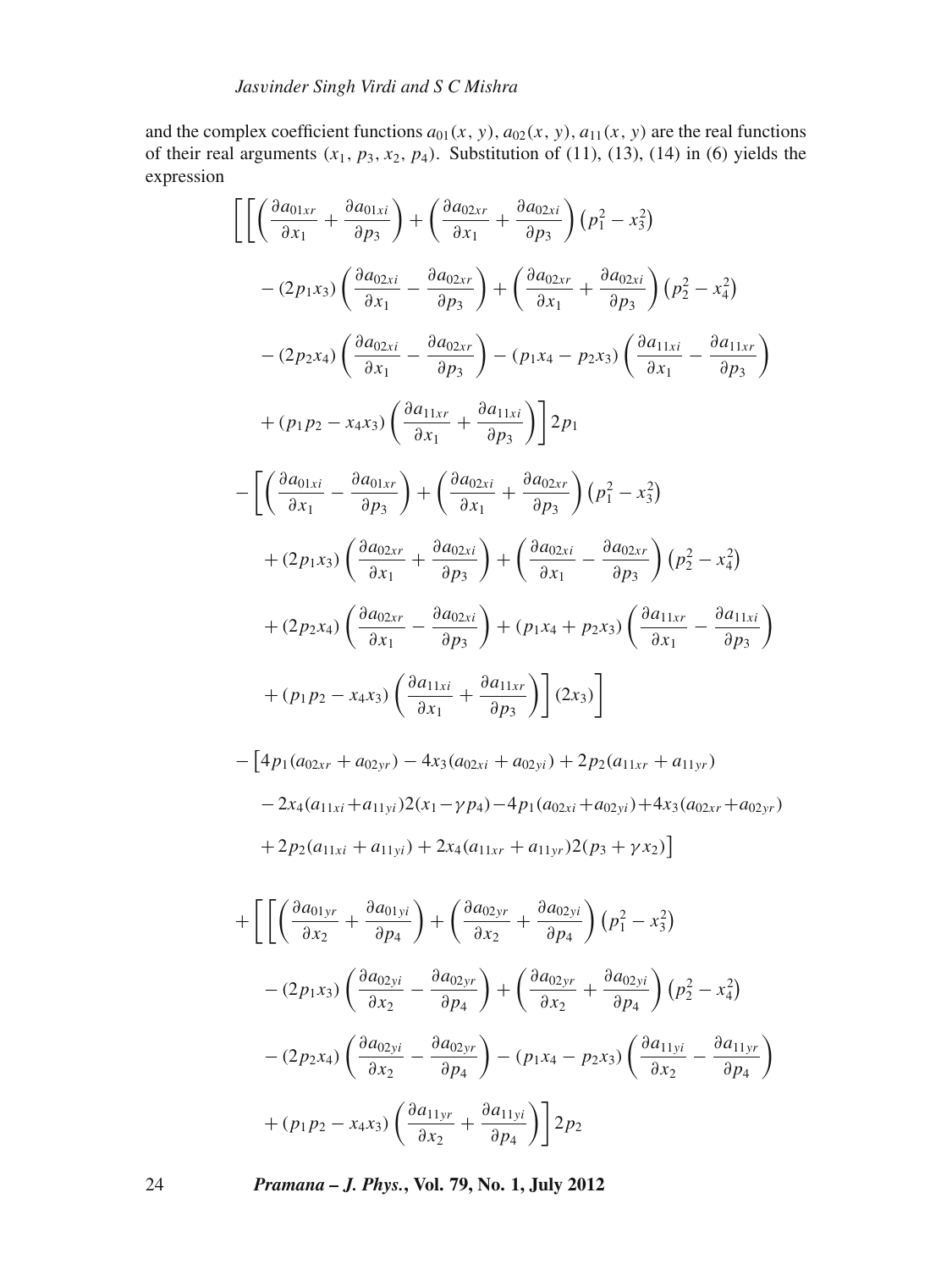and the complex coefficient functions $a_{01}(x, y)$, $a_{02}(x, y)$, $a_{11}(x, y)$ are the real functions of their real arguments $(x_1, p_3, x_2, p_4)$. Substitution of (11), (13), (14) in (6) yields the expression

$$
\begin{aligned}
&\Bigg[\Bigg[\left(\frac{\partial a_{01xr}}{\partial x_1}+\frac{\partial a_{01xi}}{\partial p_3}\right)+\left(\frac{\partial a_{02xr}}{\partial x_1}+\frac{\partial a_{02xi}}{\partial p_3}\right)\left(p_1^2-x_3^2\right)\\
&\quad-(2p_1x_3)\left(\frac{\partial a_{02xi}}{\partial x_1}-\frac{\partial a_{02xr}}{\partial p_3}\right)+\left(\frac{\partial a_{02xr}}{\partial x_1}+\frac{\partial a_{02xi}}{\partial p_3}\right)\left(p_2^2-x_4^2\right)\\
&\quad-(2p_2x_4)\left(\frac{\partial a_{02xi}}{\partial x_1}-\frac{\partial a_{02xr}}{\partial p_3}\right)-(p_1x_4-p_2x_3)\left(\frac{\partial a_{11xi}}{\partial x_1}-\frac{\partial a_{11xr}}{\partial p_3}\right)\\
&\quad+(p_1p_2-x_4x_3)\left(\frac{\partial a_{11xr}}{\partial x_1}+\frac{\partial a_{11xi}}{\partial p_3}\right)\Bigg]2p_1\\
&-\Bigg[\left(\frac{\partial a_{01xi}}{\partial x_1}-\frac{\partial a_{01xr}}{\partial p_3}\right)+\left(\frac{\partial a_{02xi}}{\partial x_1}+\frac{\partial a_{02xr}}{\partial p_3}\right)\left(p_1^2-x_3^2\right)\\
&\quad+(2p_1x_3)\left(\frac{\partial a_{02xr}}{\partial x_1}+\frac{\partial a_{02xi}}{\partial p_3}\right)+\left(\frac{\partial a_{02xi}}{\partial x_1}-\frac{\partial a_{02xr}}{\partial p_3}\right)\left(p_2^2-x_4^2\right)\\
&\quad+(2p_2x_4)\left(\frac{\partial a_{02xr}}{\partial x_1}-\frac{\partial a_{02xi}}{\partial p_3}\right)+(p_1x_4+p_2x_3)\left(\frac{\partial a_{11xr}}{\partial x_1}-\frac{\partial a_{11xi}}{\partial p_3}\right)\\
&\quad+(p_1p_2-x_4x_3)\left(\frac{\partial a_{11xi}}{\partial x_1}+\frac{\partial a_{11xr}}{\partial p_3}\right)\Bigg](2x_3)\Bigg]\\
&-\big[4p_1(a_{02xr}+a_{02yr})-4x_3(a_{02xi}+a_{02yi})+2p_2(a_{11xr}+a_{11yr})\\
&\quad-2x_4(a_{11xi}+a_{11yi})2(x_1-\gamma p_4)-4p_1(a_{02xi}+a_{02yi})+4x_3(a_{02xr}+a_{02yr})\\
&\quad+2p_2(a_{11xi}+a_{11yi})+2x_4(a_{11xr}+a_{11yr})2(p_3+\gamma x_2)\big]\\
&+\Bigg[\Bigg[\left(\frac{\partial a_{01yr}}{\partial x_2}+\frac{\partial a_{01yi}}{\partial p_4}\right)+\left(\frac{\partial a_{02yr}}{\partial x_2}+\frac{\partial a_{02yi}}{\partial p_4}\right)\left(p_1^2-x_3^2\right)\\
&\quad-(2p_1x_3)\left(\frac{\partial a_{02yi}}{\partial x_2}-\frac{\partial a_{02yr}}{\partial p_4}\right)+\left(\frac{\partial a_{02yr}}{\partial x_2}+\frac{\partial a_{02yi}}{\partial p_4}\right)\left(p_2^2-x_4^2\right)\\
&\quad-(2p_2x_4)\left(\frac{\partial a_{02yi}}{\partial x_2}-\frac{\partial a_{02yr}}{\partial p_4}\right)-(p_1x_4-p_2x_3)\left(\frac{\partial a_{11yi}}{\partial x_2}-\frac{\partial a_{11yr}}{\partial p_4}\right)\\
&\quad+(p_1p_2-x_4x_3)\left(\frac{\partial a_{11yr}}{\partial x_2}+\frac{\partial a_{11yi}}{\partial p_4}\right)\Bigg]2p_2
\end{aligned}
$$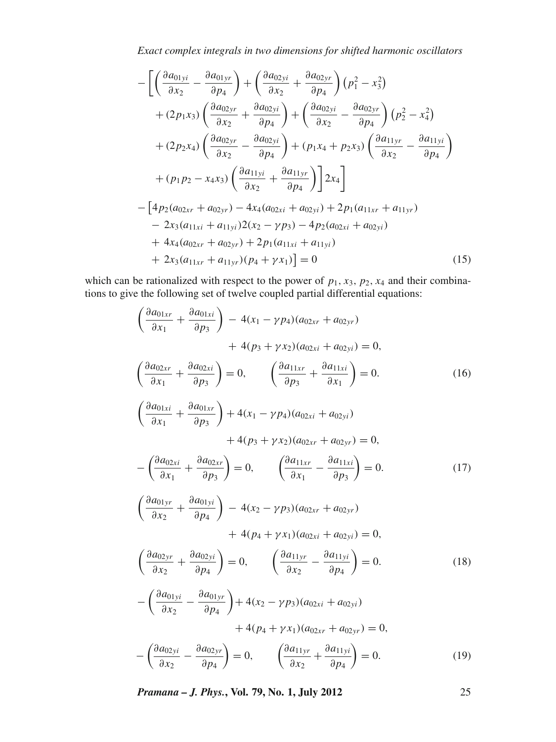$$
\begin{aligned}
&-\left[\left(\frac{\partial a_{01yi}}{\partial x_2}-\frac{\partial a_{01yr}}{\partial p_4}\right)+\left(\frac{\partial a_{02yi}}{\partial x_2}+\frac{\partial a_{02yr}}{\partial p_4}\right)\left(p_1^2-x_3^2\right)\right.\\
&\quad+(2p_1x_3)\left(\frac{\partial a_{02yr}}{\partial x_2}+\frac{\partial a_{02yi}}{\partial p_4}\right)+\left(\frac{\partial a_{02yi}}{\partial x_2}-\frac{\partial a_{02yr}}{\partial p_4}\right)\left(p_2^2-x_4^2\right)\\
&\quad+(2p_2x_4)\left(\frac{\partial a_{02yr}}{\partial x_2}-\frac{\partial a_{02yi}}{\partial p_4}\right)+(p_1x_4+p_2x_3)\left(\frac{\partial a_{11yr}}{\partial x_2}-\frac{\partial a_{11yi}}{\partial p_4}\right)\\
&\quad\left.+(p_1p_2-x_4x_3)\left(\frac{\partial a_{11yi}}{\partial x_2}+\frac{\partial a_{11yr}}{\partial p_4}\right)\right]2x_4\Bigg]\\
&-\big[4p_2(a_{02xr}+a_{02yr})-4x_4(a_{02xi}+a_{02yi})+2p_1(a_{11xr}+a_{11yr})\\
&\quad-\,2x_3(a_{11xi}+a_{11yi})2(x_2-\gamma p_3)-4p_2(a_{02xi}+a_{02yi})\\
&\quad+\,4x_4(a_{02xr}+a_{02yr})+2p_1(a_{11xi}+a_{11yi})\\
&\quad+\,2x_3(a_{11xr}+a_{11yr})(p_4+\gamma x_1)\big]=0 \qquad (15)
\end{aligned}
$$

which can be rationalized with respect to the power of $p_1, x_3, p_2, x_4$ and their combinations to give the following set of twelve coupled partial differential equations:

$$
\begin{aligned}
&\left(\frac{\partial a_{01xr}}{\partial x_1}+\frac{\partial a_{01xi}}{\partial p_3}\right)-4(x_1-\gamma p_4)(a_{02xr}+a_{02yr})\\
&\qquad\qquad+4(p_3+\gamma x_2)(a_{02xi}+a_{02yi})=0,\\
&\left(\frac{\partial a_{02xr}}{\partial x_1}+\frac{\partial a_{02xi}}{\partial p_3}\right)=0,\qquad \left(\frac{\partial a_{11xr}}{\partial p_3}+\frac{\partial a_{11xi}}{\partial x_1}\right)=0. \qquad (16)
\end{aligned}
$$

$$
\begin{aligned}
&\left(\frac{\partial a_{01xi}}{\partial x_1}+\frac{\partial a_{01xr}}{\partial p_3}\right)+4(x_1-\gamma p_4)(a_{02xi}+a_{02yi})\\
&\qquad\qquad+4(p_3+\gamma x_2)(a_{02xr}+a_{02yr})=0,\\
&-\left(\frac{\partial a_{02xi}}{\partial x_1}+\frac{\partial a_{02xr}}{\partial p_3}\right)=0,\qquad \left(\frac{\partial a_{11xr}}{\partial x_1}-\frac{\partial a_{11xi}}{\partial p_3}\right)=0. \qquad (17)
\end{aligned}
$$

$$
\begin{aligned}
&\left(\frac{\partial a_{01yr}}{\partial x_2}+\frac{\partial a_{01yi}}{\partial p_4}\right)-4(x_2-\gamma p_3)(a_{02xr}+a_{02yr})\\
&\qquad\qquad+4(p_4+\gamma x_1)(a_{02xi}+a_{02yi})=0,\\
&\left(\frac{\partial a_{02yr}}{\partial x_2}+\frac{\partial a_{02yi}}{\partial p_4}\right)=0,\qquad \left(\frac{\partial a_{11yr}}{\partial x_2}-\frac{\partial a_{11yi}}{\partial p_4}\right)=0. \qquad (18)
\end{aligned}
$$

$$
\begin{aligned}
&-\left(\frac{\partial a_{01yi}}{\partial x_2}-\frac{\partial a_{01yr}}{\partial p_4}\right)+4(x_2-\gamma p_3)(a_{02xi}+a_{02yi})\\
&\qquad\qquad+4(p_4+\gamma x_1)(a_{02xr}+a_{02yr})=0,\\
&-\left(\frac{\partial a_{02yi}}{\partial x_2}-\frac{\partial a_{02yr}}{\partial p_4}\right)=0,\qquad \left(\frac{\partial a_{11yr}}{\partial x_2}+\frac{\partial a_{11yi}}{\partial p_4}\right)=0. \qquad (19)
\end{aligned}
$$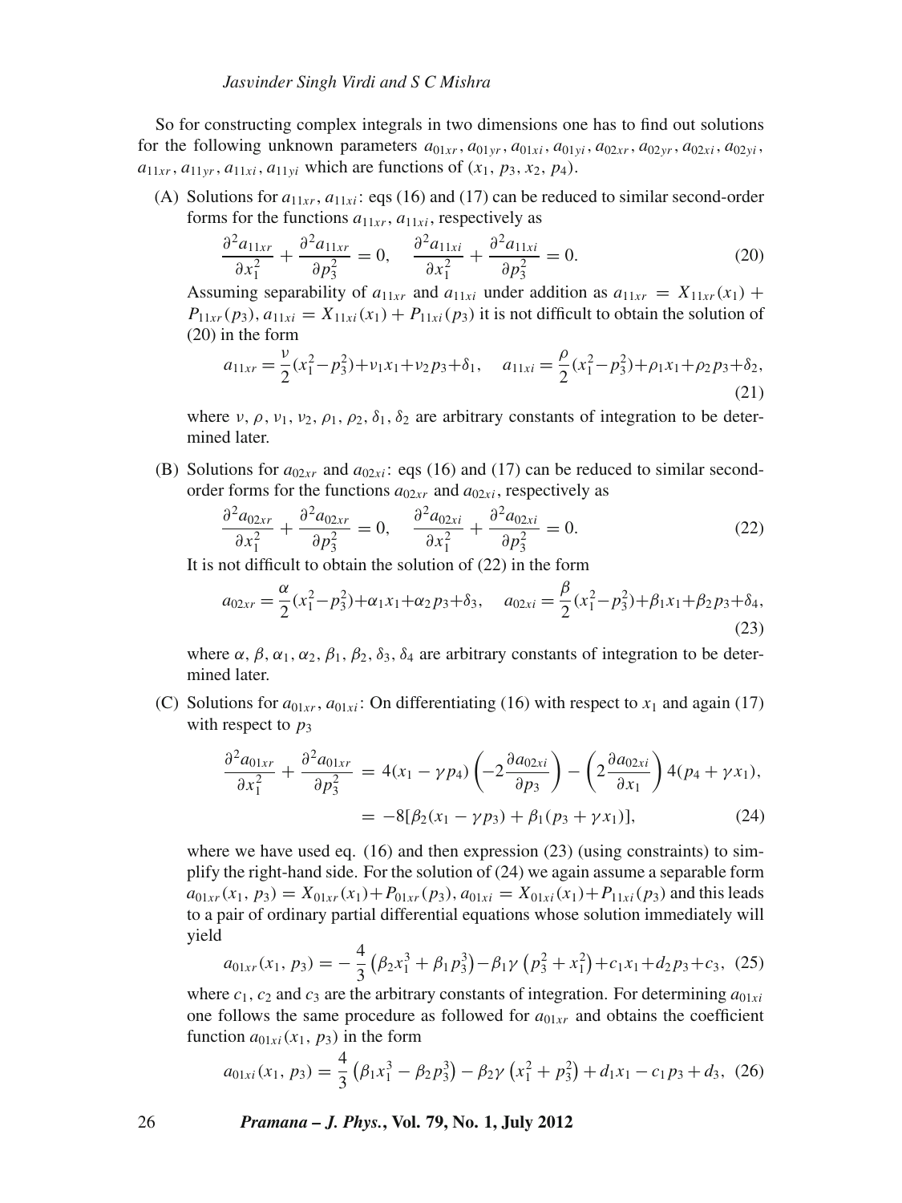So for constructing complex integrals in two dimensions one has to find out solutions for the following unknown parameters $a_{01xr}, a_{01yr}, a_{01xi}, a_{01yi}, a_{02xr}, a_{02yr}, a_{02xi}, a_{02yi}$, $a_{11xr}, a_{11yr}, a_{11xi}, a_{11yi}$ which are functions of $(x_1, p_3, x_2, p_4)$.

(A) Solutions for $a_{11xr}, a_{11xi}$: eqs (16) and (17) can be reduced to similar second-order forms for the functions $a_{11xr}, a_{11xi}$, respectively as

$$\frac{\partial^2 a_{11xr}}{\partial x_1^2} + \frac{\partial^2 a_{11xr}}{\partial p_3^2} = 0, \quad \frac{\partial^2 a_{11xi}}{\partial x_1^2} + \frac{\partial^2 a_{11xi}}{\partial p_3^2} = 0. \tag{20}$$

Assuming separability of $a_{11xr}$ and $a_{11xi}$ under addition as $a_{11xr} = X_{11xr}(x_1) + P_{11xr}(p_3)$, $a_{11xi} = X_{11xi}(x_1) + P_{11xi}(p_3)$ it is not difficult to obtain the solution of (20) in the form

$$a_{11xr} = \frac{\nu}{2}(x_1^2 - p_3^2) + \nu_1 x_1 + \nu_2 p_3 + \delta_1, \quad a_{11xi} = \frac{\rho}{2}(x_1^2 - p_3^2) + \rho_1 x_1 + \rho_2 p_3 + \delta_2, \tag{21}$$

where $\nu, \rho, \nu_1, \nu_2, \rho_1, \rho_2, \delta_1, \delta_2$ are arbitrary constants of integration to be determined later.

(B) Solutions for $a_{02xr}$ and $a_{02xi}$: eqs (16) and (17) can be reduced to similar second-order forms for the functions $a_{02xr}$ and $a_{02xi}$, respectively as

$$\frac{\partial^2 a_{02xr}}{\partial x_1^2} + \frac{\partial^2 a_{02xr}}{\partial p_3^2} = 0, \quad \frac{\partial^2 a_{02xi}}{\partial x_1^2} + \frac{\partial^2 a_{02xi}}{\partial p_3^2} = 0. \tag{22}$$

It is not difficult to obtain the solution of (22) in the form

$$a_{02xr} = \frac{\alpha}{2}(x_1^2 - p_3^2) + \alpha_1 x_1 + \alpha_2 p_3 + \delta_3, \quad a_{02xi} = \frac{\beta}{2}(x_1^2 - p_3^2) + \beta_1 x_1 + \beta_2 p_3 + \delta_4, \tag{23}$$

where $\alpha, \beta, \alpha_1, \alpha_2, \beta_1, \beta_2, \delta_3, \delta_4$ are arbitrary constants of integration to be determined later.

(C) Solutions for $a_{01xr}, a_{01xi}$: On differentiating (16) with respect to $x_1$ and again (17) with respect to $p_3$

$$\begin{aligned}\frac{\partial^2 a_{01xr}}{\partial x_1^2} + \frac{\partial^2 a_{01xr}}{\partial p_3^2} &= 4(x_1 - \gamma p_4)\left(-2\frac{\partial a_{02xi}}{\partial p_3}\right) - \left(2\frac{\partial a_{02xi}}{\partial x_1}\right)4(p_4 + \gamma x_1), \\ &= -8[\beta_2(x_1 - \gamma p_3) + \beta_1(p_3 + \gamma x_1)],\end{aligned} \tag{24}$$

where we have used eq. (16) and then expression (23) (using constraints) to simplify the right-hand side. For the solution of (24) we again assume a separable form $a_{01xr}(x_1, p_3) = X_{01xr}(x_1) + P_{01xr}(p_3)$, $a_{01xi} = X_{01xi}(x_1) + P_{11xi}(p_3)$ and this leads to a pair of ordinary partial differential equations whose solution immediately will yield

$$a_{01xr}(x_1, p_3) = -\frac{4}{3}\left(\beta_2 x_1^3 + \beta_1 p_3^3\right) - \beta_1\gamma\left(p_3^2 + x_1^2\right) + c_1 x_1 + d_2 p_3 + c_3, \tag{25}$$

where $c_1$, $c_2$ and $c_3$ are the arbitrary constants of integration. For determining $a_{01xi}$ one follows the same procedure as followed for $a_{01xr}$ and obtains the coefficient function $a_{01xi}(x_1, p_3)$ in the form

$$a_{01xi}(x_1, p_3) = \frac{4}{3}\left(\beta_1 x_1^3 - \beta_2 p_3^3\right) - \beta_2\gamma\left(x_1^2 + p_3^2\right) + d_1 x_1 - c_1 p_3 + d_3, \tag{26}$$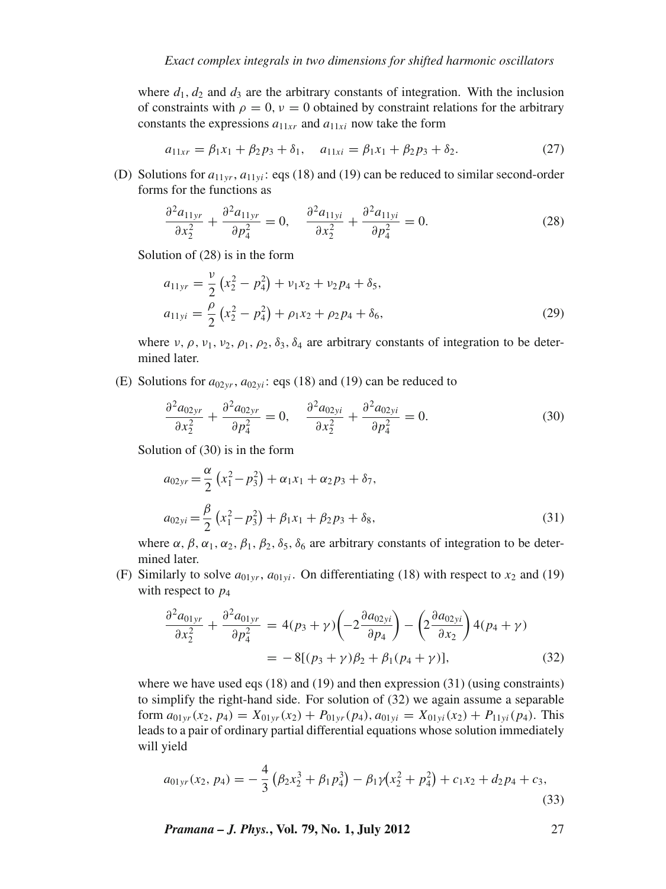where $d_1$, $d_2$ and $d_3$ are the arbitrary constants of integration. With the inclusion of constraints with $\rho = 0$, $\nu = 0$ obtained by constraint relations for the arbitrary constants the expressions $a_{11xr}$ and $a_{11xi}$ now take the form

$$a_{11xr} = \beta_1 x_1 + \beta_2 p_3 + \delta_1, \quad a_{11xi} = \beta_1 x_1 + \beta_2 p_3 + \delta_2. \tag{27}$$

(D) Solutions for $a_{11yr}$, $a_{11yi}$: eqs (18) and (19) can be reduced to similar second-order forms for the functions as

$$\frac{\partial^2 a_{11yr}}{\partial x_2^2} + \frac{\partial^2 a_{11yr}}{\partial p_4^2} = 0, \quad \frac{\partial^2 a_{11yi}}{\partial x_2^2} + \frac{\partial^2 a_{11yi}}{\partial p_4^2} = 0. \tag{28}$$

Solution of (28) is in the form

$$\begin{aligned} a_{11yr} &= \frac{\nu}{2}\left(x_2^2 - p_4^2\right) + \nu_1 x_2 + \nu_2 p_4 + \delta_5, \\ a_{11yi} &= \frac{\rho}{2}\left(x_2^2 - p_4^2\right) + \rho_1 x_2 + \rho_2 p_4 + \delta_6, \end{aligned} \tag{29}$$

where $\nu$, $\rho$, $\nu_1$, $\nu_2$, $\rho_1$, $\rho_2$, $\delta_3$, $\delta_4$ are arbitrary constants of integration to be determined later.

(E) Solutions for $a_{02yr}$, $a_{02yi}$: eqs (18) and (19) can be reduced to

$$\frac{\partial^2 a_{02yr}}{\partial x_2^2} + \frac{\partial^2 a_{02yr}}{\partial p_4^2} = 0, \quad \frac{\partial^2 a_{02yi}}{\partial x_2^2} + \frac{\partial^2 a_{02yi}}{\partial p_4^2} = 0. \tag{30}$$

Solution of (30) is in the form

$$\begin{aligned} a_{02yr} &= \frac{\alpha}{2}\left(x_1^2 - p_3^2\right) + \alpha_1 x_1 + \alpha_2 p_3 + \delta_7, \\ a_{02yi} &= \frac{\beta}{2}\left(x_1^2 - p_3^2\right) + \beta_1 x_1 + \beta_2 p_3 + \delta_8, \end{aligned} \tag{31}$$

where $\alpha$, $\beta$, $\alpha_1$, $\alpha_2$, $\beta_1$, $\beta_2$, $\delta_5$, $\delta_6$ are arbitrary constants of integration to be determined later.

(F) Similarly to solve $a_{01yr}$, $a_{01yi}$. On differentiating (18) with respect to $x_2$ and (19) with respect to $p_4$

$$\begin{aligned} \frac{\partial^2 a_{01yr}}{\partial x_2^2} + \frac{\partial^2 a_{01yr}}{\partial p_4^2} &= 4(p_3 + \gamma)\left(-2\frac{\partial a_{02yi}}{\partial p_4}\right) - \left(2\frac{\partial a_{02yi}}{\partial x_2}\right)4(p_4 + \gamma) \\ &= -8[(p_3 + \gamma)\beta_2 + \beta_1(p_4 + \gamma)], \end{aligned} \tag{32}$$

where we have used eqs (18) and (19) and then expression (31) (using constraints) to simplify the right-hand side. For solution of (32) we again assume a separable form $a_{01yr}(x_2, p_4) = X_{01yr}(x_2) + P_{01yr}(p_4)$, $a_{01yi} = X_{01yi}(x_2) + P_{11yi}(p_4)$. This leads to a pair of ordinary partial differential equations whose solution immediately will yield

$$a_{01yr}(x_2, p_4) = -\frac{4}{3}\left(\beta_2 x_2^3 + \beta_1 p_4^3\right) - \beta_1\gamma\left(x_2^2 + p_4^2\right) + c_1 x_2 + d_2 p_4 + c_3, \tag{33}$$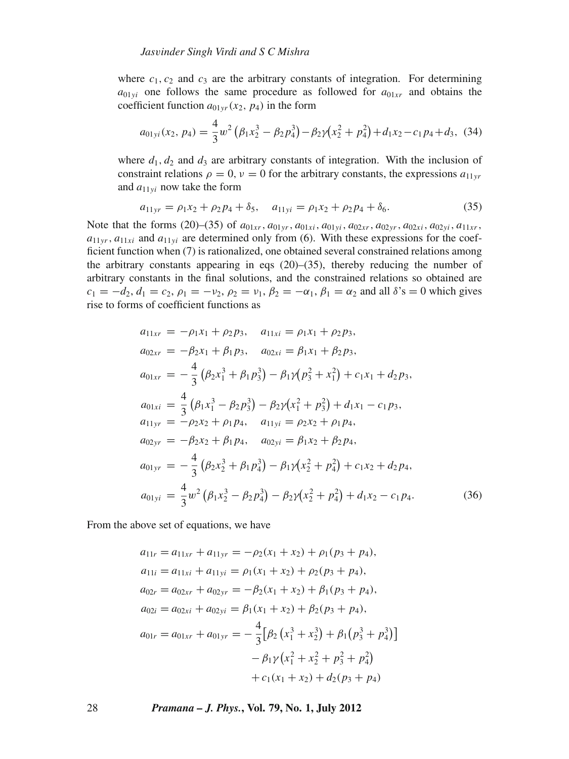where $c_1, c_2$ and $c_3$ are the arbitrary constants of integration. For determining $a_{01yi}$ one follows the same procedure as followed for $a_{01xr}$ and obtains the coefficient function $a_{01yr}(x_2, p_4)$ in the form

$$a_{01yi}(x_2, p_4) = \frac{4}{3}w^2\left(\beta_1 x_2^3 - \beta_2 p_4^3\right) - \beta_2\gamma\left(x_2^2 + p_4^2\right) + d_1 x_2 - c_1 p_4 + d_3, \quad (34)$$

where $d_1, d_2$ and $d_3$ are arbitrary constants of integration. With the inclusion of constraint relations $\rho = 0$, $\nu = 0$ for the arbitrary constants, the expressions $a_{11yr}$ and $a_{11yi}$ now take the form

$$a_{11yr} = \rho_1 x_2 + \rho_2 p_4 + \delta_5, \quad a_{11yi} = \rho_1 x_2 + \rho_2 p_4 + \delta_6. \quad (35)$$

Note that the forms (20)–(35) of $a_{01xr}, a_{01yr}, a_{01xi}, a_{01yi}, a_{02xr}, a_{02yr}, a_{02xi}, a_{02yi}, a_{11xr}, a_{11yr}, a_{11xi}$ and $a_{11yi}$ are determined only from (6). With these expressions for the coefficient function when (7) is rationalized, one obtained several constrained relations among the arbitrary constants appearing in eqs (20)–(35), thereby reducing the number of arbitrary constants in the final solutions, and the constrained relations so obtained are $c_1 = -d_2$, $d_1 = c_2$, $\rho_1 = -\nu_2$, $\rho_2 = \nu_1$, $\beta_2 = -\alpha_1$, $\beta_1 = \alpha_2$ and all $\delta$'s $= 0$ which gives rise to forms of coefficient functions as

$$\begin{aligned}
a_{11xr} &= -\rho_1 x_1 + \rho_2 p_3, \quad a_{11xi} = \rho_1 x_1 + \rho_2 p_3,\\
a_{02xr} &= -\beta_2 x_1 + \beta_1 p_3, \quad a_{02xi} = \beta_1 x_1 + \beta_2 p_3,\\
a_{01xr} &= -\frac{4}{3}\left(\beta_2 x_1^3 + \beta_1 p_3^3\right) - \beta_1\gamma\left(p_3^2 + x_1^2\right) + c_1 x_1 + d_2 p_3,\\
a_{01xi} &= \frac{4}{3}\left(\beta_1 x_1^3 - \beta_2 p_3^3\right) - \beta_2\gamma\left(x_1^2 + p_3^2\right) + d_1 x_1 - c_1 p_3,\\
a_{11yr} &= -\rho_2 x_2 + \rho_1 p_4, \quad a_{11yi} = \rho_2 x_2 + \rho_1 p_4,\\
a_{02yr} &= -\beta_2 x_2 + \beta_1 p_4, \quad a_{02yi} = \beta_1 x_2 + \beta_2 p_4,\\
a_{01yr} &= -\frac{4}{3}\left(\beta_2 x_2^3 + \beta_1 p_4^3\right) - \beta_1\gamma\left(x_2^2 + p_4^2\right) + c_1 x_2 + d_2 p_4,\\
a_{01yi} &= \frac{4}{3}w^2\left(\beta_1 x_2^3 - \beta_2 p_4^3\right) - \beta_2\gamma\left(x_2^2 + p_4^2\right) + d_1 x_2 - c_1 p_4.
\end{aligned} \quad (36)$$

From the above set of equations, we have

$$\begin{aligned}
a_{11r} &= a_{11xr} + a_{11yr} = -\rho_2(x_1 + x_2) + \rho_1(p_3 + p_4),\\
a_{11i} &= a_{11xi} + a_{11yi} = \rho_1(x_1 + x_2) + \rho_2(p_3 + p_4),\\
a_{02r} &= a_{02xr} + a_{02yr} = -\beta_2(x_1 + x_2) + \beta_1(p_3 + p_4),\\
a_{02i} &= a_{02xi} + a_{02yi} = \beta_1(x_1 + x_2) + \beta_2(p_3 + p_4),\\
a_{01r} &= a_{01xr} + a_{01yr} = -\frac{4}{3}\left[\beta_2\left(x_1^3 + x_2^3\right) + \beta_1\left(p_3^3 + p_4^3\right)\right]\\
&\qquad - \beta_1\gamma\left(x_1^2 + x_2^2 + p_3^2 + p_4^2\right)\\
&\qquad + c_1(x_1 + x_2) + d_2(p_3 + p_4)
\end{aligned}$$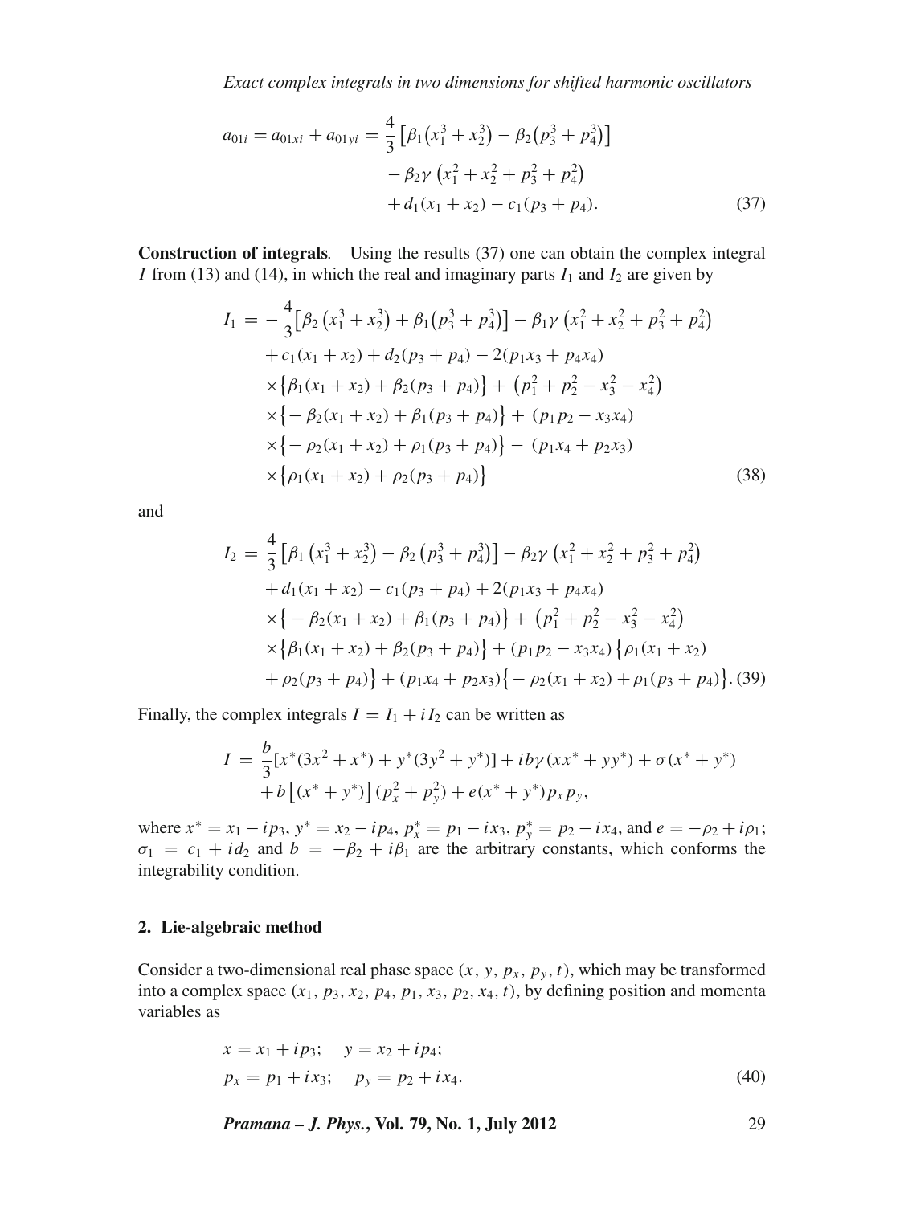$$
\begin{aligned}
a_{01i} = a_{01xi} + a_{01yi} = \frac{4}{3}\left[\beta_1\left(x_1^3 + x_2^3\right) - \beta_2\left(p_3^3 + p_4^3\right)\right] \\
- \beta_2\gamma\left(x_1^2 + x_2^2 + p_3^2 + p_4^2\right) \\
+ d_1(x_1 + x_2) - c_1(p_3 + p_4).
\end{aligned} \tag{37}
$$

**Construction of integrals**. Using the results (37) one can obtain the complex integral $I$ from (13) and (14), in which the real and imaginary parts $I_1$ and $I_2$ are given by

$$
\begin{aligned}
I_1 = & -\frac{4}{3}\left[\beta_2\left(x_1^3 + x_2^3\right) + \beta_1\left(p_3^3 + p_4^3\right)\right] - \beta_1\gamma\left(x_1^2 + x_2^2 + p_3^2 + p_4^2\right) \\
& + c_1(x_1 + x_2) + d_2(p_3 + p_4) - 2(p_1x_3 + p_4x_4) \\
& \times\left\{\beta_1(x_1 + x_2) + \beta_2(p_3 + p_4)\right\} + \left(p_1^2 + p_2^2 - x_3^2 - x_4^2\right) \\
& \times\left\{-\beta_2(x_1 + x_2) + \beta_1(p_3 + p_4)\right\} + (p_1p_2 - x_3x_4) \\
& \times\left\{-\rho_2(x_1 + x_2) + \rho_1(p_3 + p_4)\right\} - (p_1x_4 + p_2x_3) \\
& \times\left\{\rho_1(x_1 + x_2) + \rho_2(p_3 + p_4)\right\}
\end{aligned} \tag{38}
$$

and

$$
\begin{aligned}
I_2 = & \frac{4}{3}\left[\beta_1\left(x_1^3 + x_2^3\right) - \beta_2\left(p_3^3 + p_4^3\right)\right] - \beta_2\gamma\left(x_1^2 + x_2^2 + p_3^2 + p_4^2\right) \\
& + d_1(x_1 + x_2) - c_1(p_3 + p_4) + 2(p_1x_3 + p_4x_4) \\
& \times\left\{-\beta_2(x_1 + x_2) + \beta_1(p_3 + p_4)\right\} + \left(p_1^2 + p_2^2 - x_3^2 - x_4^2\right) \\
& \times\left\{\beta_1(x_1 + x_2) + \beta_2(p_3 + p_4)\right\} + (p_1p_2 - x_3x_4)\left\{\rho_1(x_1 + x_2)\right. \\
& \left. + \rho_2(p_3 + p_4)\right\} + (p_1x_4 + p_2x_3)\left\{-\rho_2(x_1 + x_2) + \rho_1(p_3 + p_4)\right\}.
\end{aligned} \tag{39}
$$

Finally, the complex integrals $I = I_1 + iI_2$ can be written as

$$
\begin{aligned}
I = & \frac{b}{3}[x^*(3x^2 + x^*) + y^*(3y^2 + y^*)] + ib\gamma(xx^* + yy^*) + \sigma(x^* + y^*) \\
& + b\left[(x^* + y^*)\right](p_x^2 + p_y^2) + e(x^* + y^*)p_xp_y,
\end{aligned}
$$

where $x^* = x_1 - ip_3$, $y^* = x_2 - ip_4$, $p_x^* = p_1 - ix_3$, $p_y^* = p_2 - ix_4$, and $e = -\rho_2 + i\rho_1$; $\sigma_1 = c_1 + id_2$ and $b = -\beta_2 + i\beta_1$ are the arbitrary constants, which conforms the integrability condition.

## 2. Lie-algebraic method

Consider a two-dimensional real phase space $(x, y, p_x, p_y, t)$, which may be transformed into a complex space $(x_1, p_3, x_2, p_4, p_1, x_3, p_2, x_4, t)$, by defining position and momenta variables as

$$
\begin{aligned}
x = x_1 + ip_3; \quad y = x_2 + ip_4; \\
p_x = p_1 + ix_3; \quad p_y = p_2 + ix_4.
\end{aligned} \tag{40}
$$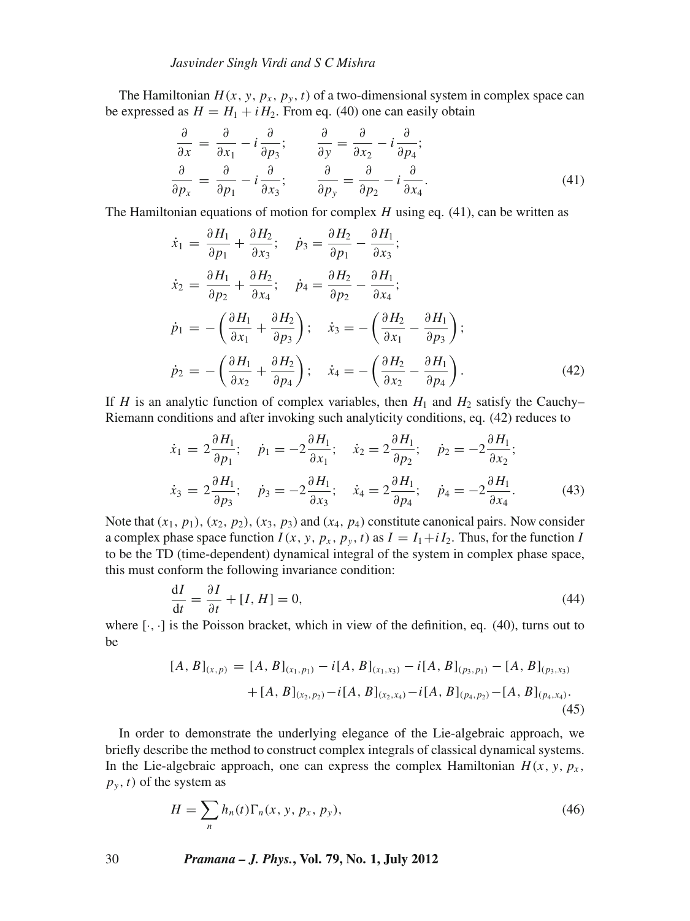The Hamiltonian $H(x, y, p_x, p_y, t)$ of a two-dimensional system in complex space can be expressed as $H = H_1 + iH_2$. From eq. (40) one can easily obtain

$$
\begin{aligned}
\frac{\partial}{\partial x} &= \frac{\partial}{\partial x_1} - i\frac{\partial}{\partial p_3}; \qquad \frac{\partial}{\partial y} = \frac{\partial}{\partial x_2} - i\frac{\partial}{\partial p_4};\\
\frac{\partial}{\partial p_x} &= \frac{\partial}{\partial p_1} - i\frac{\partial}{\partial x_3}; \qquad \frac{\partial}{\partial p_y} = \frac{\partial}{\partial p_2} - i\frac{\partial}{\partial x_4}.
\end{aligned} \tag{41}
$$

The Hamiltonian equations of motion for complex $H$ using eq. (41), can be written as

$$
\begin{aligned}
\dot{x}_1 &= \frac{\partial H_1}{\partial p_1} + \frac{\partial H_2}{\partial x_3}; \quad \dot{p}_3 = \frac{\partial H_2}{\partial p_1} - \frac{\partial H_1}{\partial x_3};\\
\dot{x}_2 &= \frac{\partial H_1}{\partial p_2} + \frac{\partial H_2}{\partial x_4}; \quad \dot{p}_4 = \frac{\partial H_2}{\partial p_2} - \frac{\partial H_1}{\partial x_4};\\
\dot{p}_1 &= -\left(\frac{\partial H_1}{\partial x_1} + \frac{\partial H_2}{\partial p_3}\right); \quad \dot{x}_3 = -\left(\frac{\partial H_2}{\partial x_1} - \frac{\partial H_1}{\partial p_3}\right);\\
\dot{p}_2 &= -\left(\frac{\partial H_1}{\partial x_2} + \frac{\partial H_2}{\partial p_4}\right); \quad \dot{x}_4 = -\left(\frac{\partial H_2}{\partial x_2} - \frac{\partial H_1}{\partial p_4}\right).
\end{aligned} \tag{42}
$$

If $H$ is an analytic function of complex variables, then $H_1$ and $H_2$ satisfy the Cauchy–Riemann conditions and after invoking such analyticity conditions, eq. (42) reduces to

$$
\begin{aligned}
\dot{x}_1 &= 2\frac{\partial H_1}{\partial p_1}; \quad \dot{p}_1 = -2\frac{\partial H_1}{\partial x_1}; \quad \dot{x}_2 = 2\frac{\partial H_1}{\partial p_2}; \quad \dot{p}_2 = -2\frac{\partial H_1}{\partial x_2};\\
\dot{x}_3 &= 2\frac{\partial H_1}{\partial p_3}; \quad \dot{p}_3 = -2\frac{\partial H_1}{\partial x_3}; \quad \dot{x}_4 = 2\frac{\partial H_1}{\partial p_4}; \quad \dot{p}_4 = -2\frac{\partial H_1}{\partial x_4}.
\end{aligned} \tag{43}
$$

Note that $(x_1, p_1)$, $(x_2, p_2)$, $(x_3, p_3)$ and $(x_4, p_4)$ constitute canonical pairs. Now consider a complex phase space function $I(x, y, p_x, p_y, t)$ as $I = I_1 + iI_2$. Thus, for the function $I$ to be the TD (time-dependent) dynamical integral of the system in complex phase space, this must conform the following invariance condition:

$$
\frac{\mathrm{d}I}{\mathrm{d}t} = \frac{\partial I}{\partial t} + [I, H] = 0, \tag{44}
$$

where $[\cdot, \cdot]$ is the Poisson bracket, which in view of the definition, eq. (40), turns out to be

$$
\begin{aligned}
[A, B]_{(x,p)} &= [A, B]_{(x_1,p_1)} - i[A, B]_{(x_1,x_3)} - i[A, B]_{(p_3,p_1)} - [A, B]_{(p_3,x_3)}\\
&\quad + [A, B]_{(x_2,p_2)} - i[A, B]_{(x_2,x_4)} - i[A, B]_{(p_4,p_2)} - [A, B]_{(p_4,x_4)}.
\end{aligned} \tag{45}
$$

In order to demonstrate the underlying elegance of the Lie-algebraic approach, we briefly describe the method to construct complex integrals of classical dynamical systems. In the Lie-algebraic approach, one can express the complex Hamiltonian $H(x, y, p_x, p_y, t)$ of the system as

$$
H = \sum_n h_n(t)\Gamma_n(x, y, p_x, p_y), \tag{46}
$$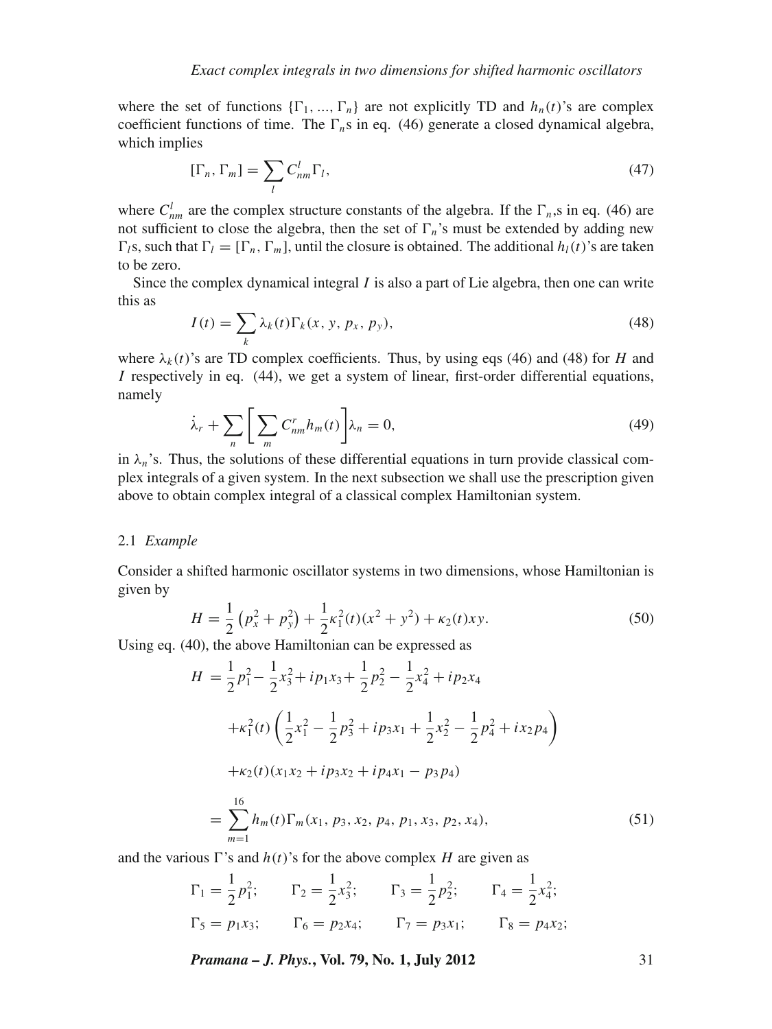where the set of functions $\{\Gamma_1, ..., \Gamma_n\}$ are not explicitly TD and $h_n(t)$'s are complex coefficient functions of time. The $\Gamma_n$s in eq. (46) generate a closed dynamical algebra, which implies

$$[\Gamma_n, \Gamma_m] = \sum_l C^l_{nm} \Gamma_l, \tag{47}$$

where $C^l_{nm}$ are the complex structure constants of the algebra. If the $\Gamma_n$,s in eq. (46) are not sufficient to close the algebra, then the set of $\Gamma_n$'s must be extended by adding new $\Gamma_l$s, such that $\Gamma_l = [\Gamma_n, \Gamma_m]$, until the closure is obtained. The additional $h_l(t)$'s are taken to be zero.

Since the complex dynamical integral $I$ is also a part of Lie algebra, then one can write this as

$$I(t) = \sum_k \lambda_k(t) \Gamma_k(x, y, p_x, p_y), \tag{48}$$

where $\lambda_k(t)$'s are TD complex coefficients. Thus, by using eqs (46) and (48) for $H$ and $I$ respectively in eq. (44), we get a system of linear, first-order differential equations, namely

$$\dot{\lambda}_r + \sum_n \left[ \sum_m C^r_{nm} h_m(t) \right] \lambda_n = 0, \tag{49}$$

in $\lambda_n$'s. Thus, the solutions of these differential equations in turn provide classical complex integrals of a given system. In the next subsection we shall use the prescription given above to obtain complex integral of a classical complex Hamiltonian system.

### 2.1 *Example*

Consider a shifted harmonic oscillator systems in two dimensions, whose Hamiltonian is given by

$$H = \frac{1}{2}\left(p_x^2 + p_y^2\right) + \frac{1}{2}\kappa_1^2(t)(x^2 + y^2) + \kappa_2(t)xy. \tag{50}$$

Using eq. (40), the above Hamiltonian can be expressed as

$$\begin{aligned} H &= \frac{1}{2}p_1^2 - \frac{1}{2}x_3^2 + ip_1x_3 + \frac{1}{2}p_2^2 - \frac{1}{2}x_4^2 + ip_2x_4 \\ &\quad + \kappa_1^2(t)\left(\frac{1}{2}x_1^2 - \frac{1}{2}p_3^2 + ip_3x_1 + \frac{1}{2}x_2^2 - \frac{1}{2}p_4^2 + ix_2p_4\right) \\ &\quad + \kappa_2(t)(x_1x_2 + ip_3x_2 + ip_4x_1 - p_3p_4) \\ &= \sum_{m=1}^{16} h_m(t)\Gamma_m(x_1, p_3, x_2, p_4, p_1, x_3, p_2, x_4), \end{aligned} \tag{51}$$

and the various $\Gamma$'s and $h(t)$'s for the above complex $H$ are given as

$$\Gamma_1 = \frac{1}{2}p_1^2; \qquad \Gamma_2 = \frac{1}{2}x_3^2; \qquad \Gamma_3 = \frac{1}{2}p_2^2; \qquad \Gamma_4 = \frac{1}{2}x_4^2;$$

$$\Gamma_5 = p_1x_3; \qquad \Gamma_6 = p_2x_4; \qquad \Gamma_7 = p_3x_1; \qquad \Gamma_8 = p_4x_2;$$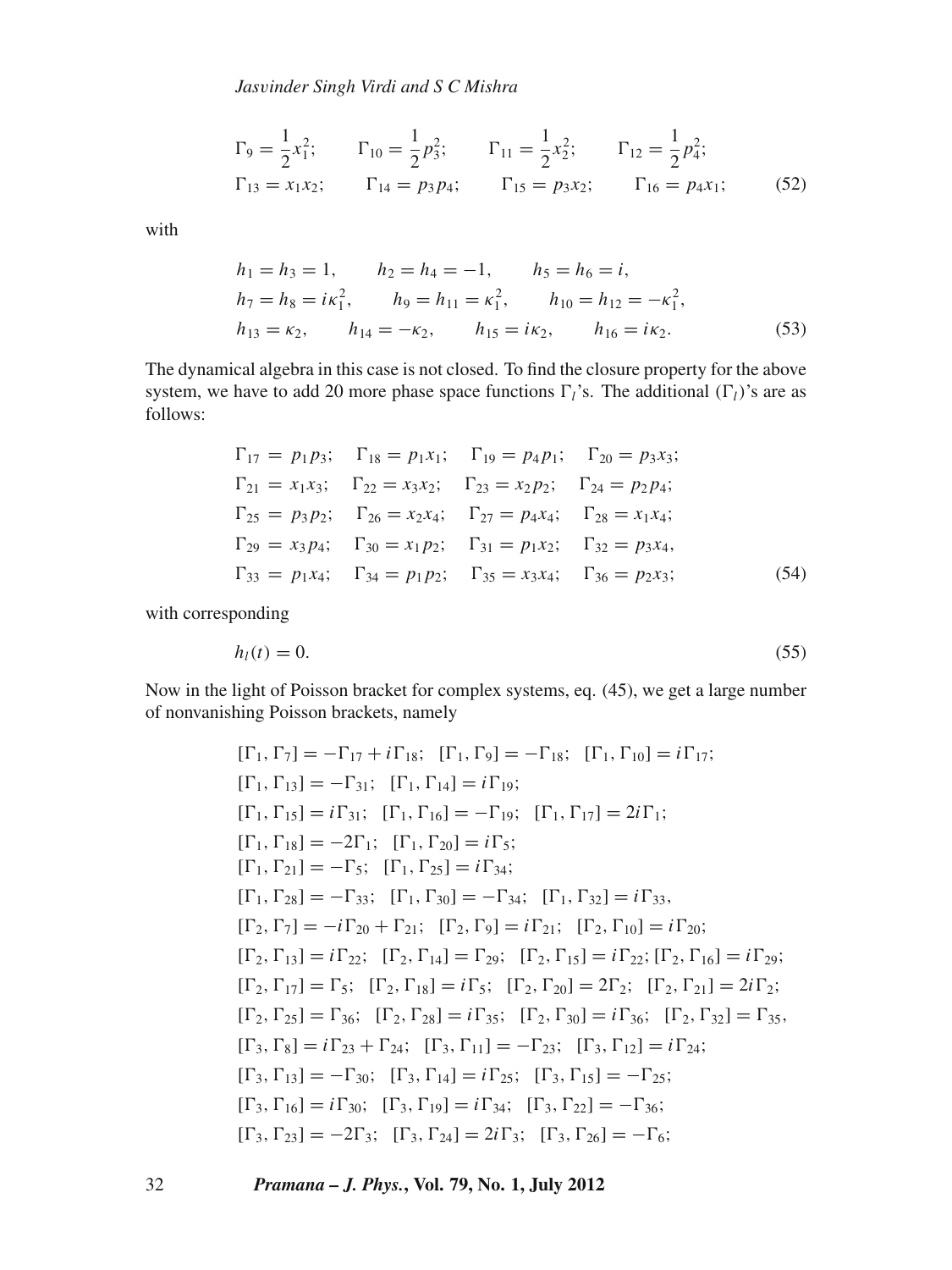$$\Gamma_9 = \frac{1}{2}x_1^2; \qquad \Gamma_{10} = \frac{1}{2}p_3^2; \qquad \Gamma_{11} = \frac{1}{2}x_2^2; \qquad \Gamma_{12} = \frac{1}{2}p_4^2;$$
$$\Gamma_{13} = x_1 x_2; \qquad \Gamma_{14} = p_3 p_4; \qquad \Gamma_{15} = p_3 x_2; \qquad \Gamma_{16} = p_4 x_1; \tag{52}$$

with

$$h_1 = h_3 = 1, \qquad h_2 = h_4 = -1, \qquad h_5 = h_6 = i,$$
$$h_7 = h_8 = i\kappa_1^2, \qquad h_9 = h_{11} = \kappa_1^2, \qquad h_{10} = h_{12} = -\kappa_1^2,$$
$$h_{13} = \kappa_2, \qquad h_{14} = -\kappa_2, \qquad h_{15} = i\kappa_2, \qquad h_{16} = i\kappa_2. \tag{53}$$

The dynamical algebra in this case is not closed. To find the closure property for the above system, we have to add 20 more phase space functions $\Gamma_l$'s. The additional $(\Gamma_l)$'s are as follows:

$$\Gamma_{17} = p_1 p_3; \quad \Gamma_{18} = p_1 x_1; \quad \Gamma_{19} = p_4 p_1; \quad \Gamma_{20} = p_3 x_3;$$
$$\Gamma_{21} = x_1 x_3; \quad \Gamma_{22} = x_3 x_2; \quad \Gamma_{23} = x_2 p_2; \quad \Gamma_{24} = p_2 p_4;$$
$$\Gamma_{25} = p_3 p_2; \quad \Gamma_{26} = x_2 x_4; \quad \Gamma_{27} = p_4 x_4; \quad \Gamma_{28} = x_1 x_4;$$
$$\Gamma_{29} = x_3 p_4; \quad \Gamma_{30} = x_1 p_2; \quad \Gamma_{31} = p_1 x_2; \quad \Gamma_{32} = p_3 x_4,$$
$$\Gamma_{33} = p_1 x_4; \quad \Gamma_{34} = p_1 p_2; \quad \Gamma_{35} = x_3 x_4; \quad \Gamma_{36} = p_2 x_3; \tag{54}$$

with corresponding

$$h_l(t) = 0. \tag{55}$$

Now in the light of Poisson bracket for complex systems, eq. (45), we get a large number of nonvanishing Poisson brackets, namely

$$[\Gamma_1, \Gamma_7] = -\Gamma_{17} + i\Gamma_{18}; \quad [\Gamma_1, \Gamma_9] = -\Gamma_{18}; \quad [\Gamma_1, \Gamma_{10}] = i\Gamma_{17};$$
$$[\Gamma_1, \Gamma_{13}] = -\Gamma_{31}; \quad [\Gamma_1, \Gamma_{14}] = i\Gamma_{19};$$
$$[\Gamma_1, \Gamma_{15}] = i\Gamma_{31}; \quad [\Gamma_1, \Gamma_{16}] = -\Gamma_{19}; \quad [\Gamma_1, \Gamma_{17}] = 2i\Gamma_1;$$
$$[\Gamma_1, \Gamma_{18}] = -2\Gamma_1; \quad [\Gamma_1, \Gamma_{20}] = i\Gamma_5;$$
$$[\Gamma_1, \Gamma_{21}] = -\Gamma_5; \quad [\Gamma_1, \Gamma_{25}] = i\Gamma_{34};$$
$$[\Gamma_1, \Gamma_{28}] = -\Gamma_{33}; \quad [\Gamma_1, \Gamma_{30}] = -\Gamma_{34}; \quad [\Gamma_1, \Gamma_{32}] = i\Gamma_{33},$$
$$[\Gamma_2, \Gamma_7] = -i\Gamma_{20} + \Gamma_{21}; \quad [\Gamma_2, \Gamma_9] = i\Gamma_{21}; \quad [\Gamma_2, \Gamma_{10}] = i\Gamma_{20};$$
$$[\Gamma_2, \Gamma_{13}] = i\Gamma_{22}; \quad [\Gamma_2, \Gamma_{14}] = \Gamma_{29}; \quad [\Gamma_2, \Gamma_{15}] = i\Gamma_{22}; [\Gamma_2, \Gamma_{16}] = i\Gamma_{29};$$
$$[\Gamma_2, \Gamma_{17}] = \Gamma_5; \quad [\Gamma_2, \Gamma_{18}] = i\Gamma_5; \quad [\Gamma_2, \Gamma_{20}] = 2\Gamma_2; \quad [\Gamma_2, \Gamma_{21}] = 2i\Gamma_2;$$
$$[\Gamma_2, \Gamma_{25}] = \Gamma_{36}; \quad [\Gamma_2, \Gamma_{28}] = i\Gamma_{35}; \quad [\Gamma_2, \Gamma_{30}] = i\Gamma_{36}; \quad [\Gamma_2, \Gamma_{32}] = \Gamma_{35},$$
$$[\Gamma_3, \Gamma_8] = i\Gamma_{23} + \Gamma_{24}; \quad [\Gamma_3, \Gamma_{11}] = -\Gamma_{23}; \quad [\Gamma_3, \Gamma_{12}] = i\Gamma_{24};$$
$$[\Gamma_3, \Gamma_{13}] = -\Gamma_{30}; \quad [\Gamma_3, \Gamma_{14}] = i\Gamma_{25}; \quad [\Gamma_3, \Gamma_{15}] = -\Gamma_{25};$$
$$[\Gamma_3, \Gamma_{16}] = i\Gamma_{30}; \quad [\Gamma_3, \Gamma_{19}] = i\Gamma_{34}; \quad [\Gamma_3, \Gamma_{22}] = -\Gamma_{36};$$
$$[\Gamma_3, \Gamma_{23}] = -2\Gamma_3; \quad [\Gamma_3, \Gamma_{24}] = 2i\Gamma_3; \quad [\Gamma_3, \Gamma_{26}] = -\Gamma_6;$$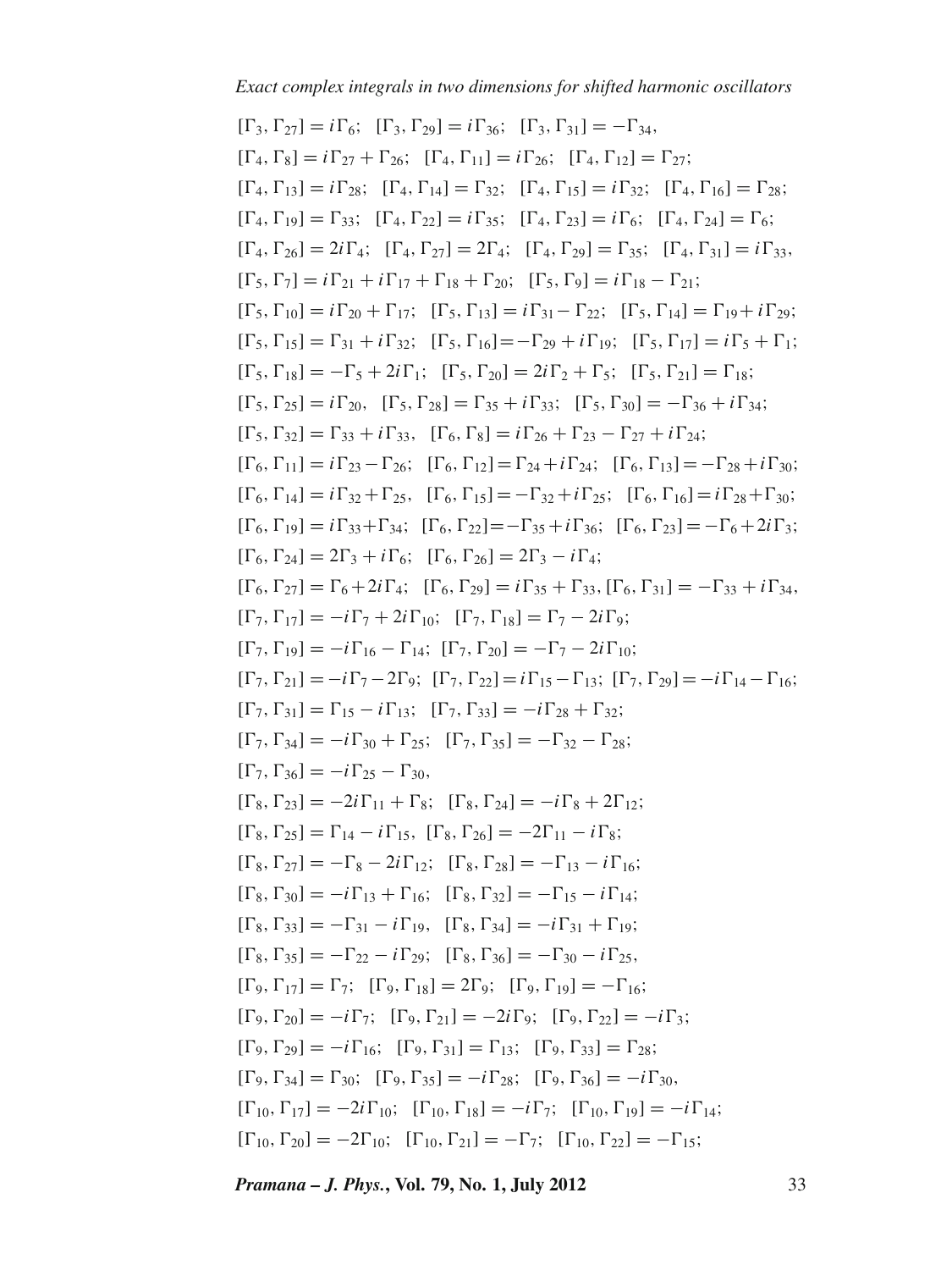$$[\Gamma_3, \Gamma_{27}] = i\Gamma_6; \quad [\Gamma_3, \Gamma_{29}] = i\Gamma_{36}; \quad [\Gamma_3, \Gamma_{31}] = -\Gamma_{34},$$

$$[\Gamma_4, \Gamma_8] = i\Gamma_{27} + \Gamma_{26}; \quad [\Gamma_4, \Gamma_{11}] = i\Gamma_{26}; \quad [\Gamma_4, \Gamma_{12}] = \Gamma_{27};$$

$$[\Gamma_4, \Gamma_{13}] = i\Gamma_{28}; \quad [\Gamma_4, \Gamma_{14}] = \Gamma_{32}; \quad [\Gamma_4, \Gamma_{15}] = i\Gamma_{32}; \quad [\Gamma_4, \Gamma_{16}] = \Gamma_{28};$$

$$[\Gamma_4, \Gamma_{19}] = \Gamma_{33}; \quad [\Gamma_4, \Gamma_{22}] = i\Gamma_{35}; \quad [\Gamma_4, \Gamma_{23}] = i\Gamma_6; \quad [\Gamma_4, \Gamma_{24}] = \Gamma_6;$$

$$[\Gamma_4, \Gamma_{26}] = 2i\Gamma_4; \quad [\Gamma_4, \Gamma_{27}] = 2\Gamma_4; \quad [\Gamma_4, \Gamma_{29}] = \Gamma_{35}; \quad [\Gamma_4, \Gamma_{31}] = i\Gamma_{33},$$

$$[\Gamma_5, \Gamma_7] = i\Gamma_{21} + i\Gamma_{17} + \Gamma_{18} + \Gamma_{20}; \quad [\Gamma_5, \Gamma_9] = i\Gamma_{18} - \Gamma_{21};$$

$$[\Gamma_5, \Gamma_{10}] = i\Gamma_{20} + \Gamma_{17}; \quad [\Gamma_5, \Gamma_{13}] = i\Gamma_{31} - \Gamma_{22}; \quad [\Gamma_5, \Gamma_{14}] = \Gamma_{19} + i\Gamma_{29};$$

$$[\Gamma_5, \Gamma_{15}] = \Gamma_{31} + i\Gamma_{32}; \quad [\Gamma_5, \Gamma_{16}] = -\Gamma_{29} + i\Gamma_{19}; \quad [\Gamma_5, \Gamma_{17}] = i\Gamma_5 + \Gamma_1;$$

$$[\Gamma_5, \Gamma_{18}] = -\Gamma_5 + 2i\Gamma_1; \quad [\Gamma_5, \Gamma_{20}] = 2i\Gamma_2 + \Gamma_5; \quad [\Gamma_5, \Gamma_{21}] = \Gamma_{18};$$

$$[\Gamma_5, \Gamma_{25}] = i\Gamma_{20}, \quad [\Gamma_5, \Gamma_{28}] = \Gamma_{35} + i\Gamma_{33}; \quad [\Gamma_5, \Gamma_{30}] = -\Gamma_{36} + i\Gamma_{34};$$

$$[\Gamma_5, \Gamma_{32}] = \Gamma_{33} + i\Gamma_{33}, \quad [\Gamma_6, \Gamma_8] = i\Gamma_{26} + \Gamma_{23} - \Gamma_{27} + i\Gamma_{24};$$

$$[\Gamma_6, \Gamma_{11}] = i\Gamma_{23} - \Gamma_{26}; \quad [\Gamma_6, \Gamma_{12}] = \Gamma_{24} + i\Gamma_{24}; \quad [\Gamma_6, \Gamma_{13}] = -\Gamma_{28} + i\Gamma_{30};$$

$$[\Gamma_6, \Gamma_{14}] = i\Gamma_{32} + \Gamma_{25}; \quad [\Gamma_6, \Gamma_{15}] = -\Gamma_{32} + i\Gamma_{25}; \quad [\Gamma_6, \Gamma_{16}] = i\Gamma_{28} + \Gamma_{30};$$

$$[\Gamma_6, \Gamma_{19}] = i\Gamma_{33} + \Gamma_{34}; \quad [\Gamma_6, \Gamma_{22}] = -\Gamma_{35} + i\Gamma_{36}; \quad [\Gamma_6, \Gamma_{23}] = -\Gamma_6 + 2i\Gamma_3;$$

$$[\Gamma_6, \Gamma_{24}] = 2\Gamma_3 + i\Gamma_6; \quad [\Gamma_6, \Gamma_{26}] = 2\Gamma_3 - i\Gamma_4;$$

$$[\Gamma_6, \Gamma_{27}] = \Gamma_6 + 2i\Gamma_4; \quad [\Gamma_6, \Gamma_{29}] = i\Gamma_{35} + \Gamma_{33}, [\Gamma_6, \Gamma_{31}] = -\Gamma_{33} + i\Gamma_{34},$$

$$[\Gamma_7, \Gamma_{17}] = -i\Gamma_7 + 2i\Gamma_{10}; \quad [\Gamma_7, \Gamma_{18}] = \Gamma_7 - 2i\Gamma_9;$$

$$[\Gamma_7, \Gamma_{19}] = -i\Gamma_{16} - \Gamma_{14}; \quad [\Gamma_7, \Gamma_{20}] = -\Gamma_7 - 2i\Gamma_{10};$$

$$[\Gamma_7, \Gamma_{21}] = -i\Gamma_7 - 2\Gamma_9; \quad [\Gamma_7, \Gamma_{22}] = i\Gamma_{15} - \Gamma_{13}; \quad [\Gamma_7, \Gamma_{29}] = -i\Gamma_{14} - \Gamma_{16};$$

$$[\Gamma_7, \Gamma_{31}] = \Gamma_{15} - i\Gamma_{13}; \quad [\Gamma_7, \Gamma_{33}] = -i\Gamma_{28} + \Gamma_{32};$$

$$[\Gamma_7, \Gamma_{34}] = -i\Gamma_{30} + \Gamma_{25}; \quad [\Gamma_7, \Gamma_{35}] = -\Gamma_{32} - \Gamma_{28};$$

$$[\Gamma_7, \Gamma_{36}] = -i\Gamma_{25} - \Gamma_{30},$$

$$[\Gamma_8, \Gamma_{23}] = -2i\Gamma_{11} + \Gamma_8; \quad [\Gamma_8, \Gamma_{24}] = -i\Gamma_8 + 2\Gamma_{12};$$

$$[\Gamma_8, \Gamma_{25}] = \Gamma_{14} - i\Gamma_{15}, \quad [\Gamma_8, \Gamma_{26}] = -2\Gamma_{11} - i\Gamma_8;$$

$$[\Gamma_8, \Gamma_{27}] = -\Gamma_8 - 2i\Gamma_{12}; \quad [\Gamma_8, \Gamma_{28}] = -\Gamma_{13} - i\Gamma_{16};$$

$$[\Gamma_8, \Gamma_{30}] = -i\Gamma_{13} + \Gamma_{16}; \quad [\Gamma_8, \Gamma_{32}] = -\Gamma_{15} - i\Gamma_{14};$$

$$[\Gamma_8, \Gamma_{33}] = -\Gamma_{31} - i\Gamma_{19}, \quad [\Gamma_8, \Gamma_{34}] = -i\Gamma_{31} + \Gamma_{19};$$

$$[\Gamma_8, \Gamma_{35}] = -\Gamma_{22} - i\Gamma_{29}; \quad [\Gamma_8, \Gamma_{36}] = -\Gamma_{30} - i\Gamma_{25},$$

$$[\Gamma_9, \Gamma_{17}] = \Gamma_7; \quad [\Gamma_9, \Gamma_{18}] = 2\Gamma_9; \quad [\Gamma_9, \Gamma_{19}] = -\Gamma_{16};$$

$$[\Gamma_9, \Gamma_{20}] = -i\Gamma_7; \quad [\Gamma_9, \Gamma_{21}] = -2i\Gamma_9; \quad [\Gamma_9, \Gamma_{22}] = -i\Gamma_3;$$

$$[\Gamma_9, \Gamma_{29}] = -i\Gamma_{16}; \quad [\Gamma_9, \Gamma_{31}] = \Gamma_{13}; \quad [\Gamma_9, \Gamma_{33}] = \Gamma_{28};$$

$$[\Gamma_9, \Gamma_{34}] = \Gamma_{30}; \quad [\Gamma_9, \Gamma_{35}] = -i\Gamma_{28}; \quad [\Gamma_9, \Gamma_{36}] = -i\Gamma_{30},$$

$$[\Gamma_{10}, \Gamma_{17}] = -2i\Gamma_{10}; \quad [\Gamma_{10}, \Gamma_{18}] = -i\Gamma_7; \quad [\Gamma_{10}, \Gamma_{19}] = -i\Gamma_{14};$$

$$[\Gamma_{10}, \Gamma_{20}] = -2\Gamma_{10}; \quad [\Gamma_{10}, \Gamma_{21}] = -\Gamma_7; \quad [\Gamma_{10}, \Gamma_{22}] = -\Gamma_{15};$$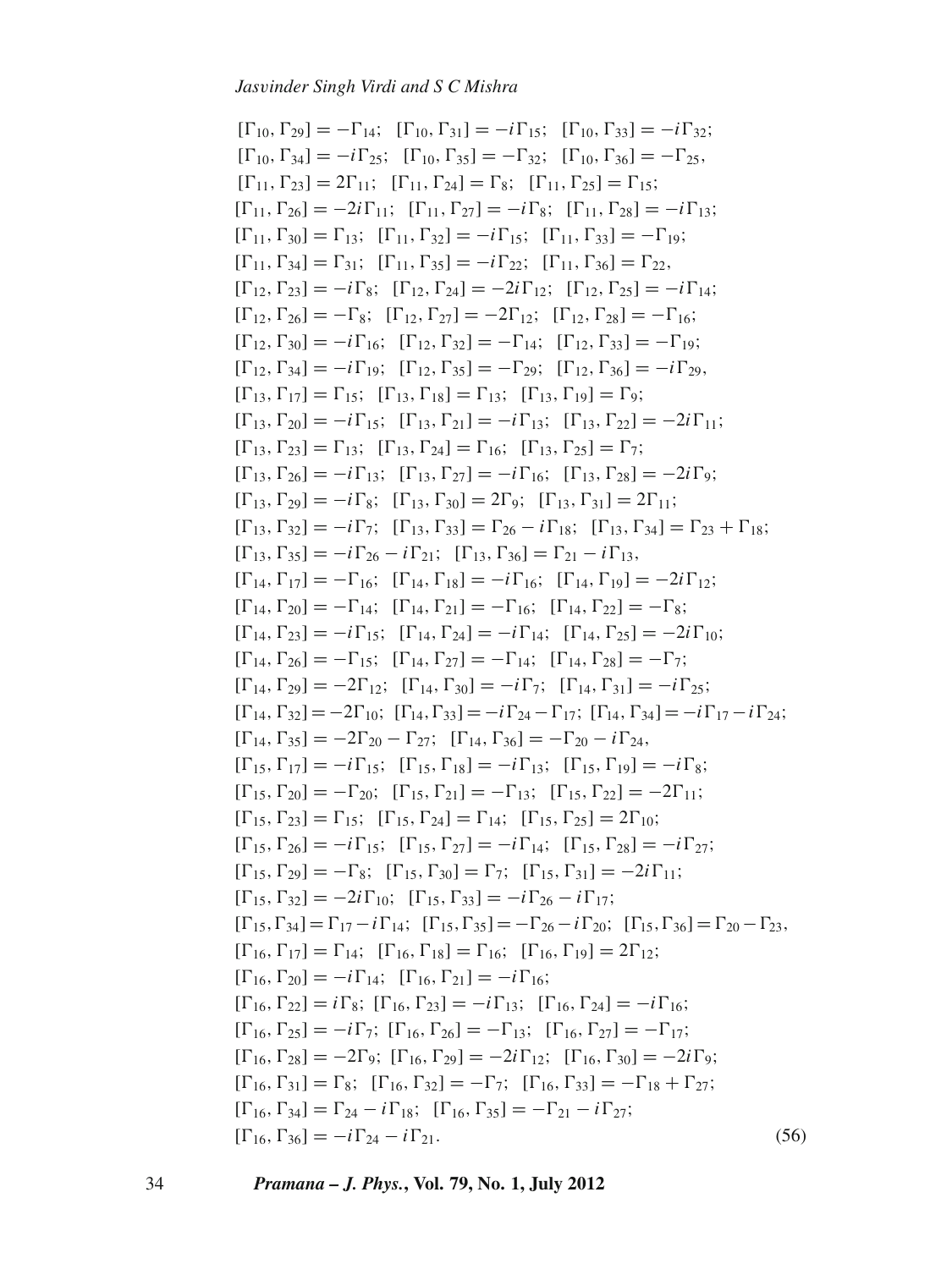$$
\begin{aligned}
&[\Gamma_{10},\Gamma_{29}] = -\Gamma_{14};\quad [\Gamma_{10},\Gamma_{31}] = -i\Gamma_{15};\quad [\Gamma_{10},\Gamma_{33}] = -i\Gamma_{32};\\
&[\Gamma_{10},\Gamma_{34}] = -i\Gamma_{25};\quad [\Gamma_{10},\Gamma_{35}] = -\Gamma_{32};\quad [\Gamma_{10},\Gamma_{36}] = -\Gamma_{25},\\
&[\Gamma_{11},\Gamma_{23}] = 2\Gamma_{11};\quad [\Gamma_{11},\Gamma_{24}] = \Gamma_{8};\quad [\Gamma_{11},\Gamma_{25}] = \Gamma_{15};\\
&[\Gamma_{11},\Gamma_{26}] = -2i\Gamma_{11};\quad [\Gamma_{11},\Gamma_{27}] = -i\Gamma_{8};\quad [\Gamma_{11},\Gamma_{28}] = -i\Gamma_{13};\\
&[\Gamma_{11},\Gamma_{30}] = \Gamma_{13};\quad [\Gamma_{11},\Gamma_{32}] = -i\Gamma_{15};\quad [\Gamma_{11},\Gamma_{33}] = -\Gamma_{19};\\
&[\Gamma_{11},\Gamma_{34}] = \Gamma_{31};\quad [\Gamma_{11},\Gamma_{35}] = -i\Gamma_{22};\quad [\Gamma_{11},\Gamma_{36}] = \Gamma_{22},\\
&[\Gamma_{12},\Gamma_{23}] = -i\Gamma_{8};\quad [\Gamma_{12},\Gamma_{24}] = -2i\Gamma_{12};\quad [\Gamma_{12},\Gamma_{25}] = -i\Gamma_{14};\\
&[\Gamma_{12},\Gamma_{26}] = -\Gamma_{8};\quad [\Gamma_{12},\Gamma_{27}] = -2\Gamma_{12};\quad [\Gamma_{12},\Gamma_{28}] = -\Gamma_{16};\\
&[\Gamma_{12},\Gamma_{30}] = -i\Gamma_{16};\quad [\Gamma_{12},\Gamma_{32}] = -\Gamma_{14};\quad [\Gamma_{12},\Gamma_{33}] = -\Gamma_{19};\\
&[\Gamma_{12},\Gamma_{34}] = -i\Gamma_{19};\quad [\Gamma_{12},\Gamma_{35}] = -\Gamma_{29};\quad [\Gamma_{12},\Gamma_{36}] = -i\Gamma_{29},\\
&[\Gamma_{13},\Gamma_{17}] = \Gamma_{15};\quad [\Gamma_{13},\Gamma_{18}] = \Gamma_{13};\quad [\Gamma_{13},\Gamma_{19}] = \Gamma_{9};\\
&[\Gamma_{13},\Gamma_{20}] = -i\Gamma_{15};\quad [\Gamma_{13},\Gamma_{21}] = -i\Gamma_{13};\quad [\Gamma_{13},\Gamma_{22}] = -2i\Gamma_{11};\\
&[\Gamma_{13},\Gamma_{23}] = \Gamma_{13};\quad [\Gamma_{13},\Gamma_{24}] = \Gamma_{16};\quad [\Gamma_{13},\Gamma_{25}] = \Gamma_{7};\\
&[\Gamma_{13},\Gamma_{26}] = -i\Gamma_{13};\quad [\Gamma_{13},\Gamma_{27}] = -i\Gamma_{16};\quad [\Gamma_{13},\Gamma_{28}] = -2i\Gamma_{9};\\
&[\Gamma_{13},\Gamma_{29}] = -i\Gamma_{8};\quad [\Gamma_{13},\Gamma_{30}] = 2\Gamma_{9};\quad [\Gamma_{13},\Gamma_{31}] = 2\Gamma_{11};\\
&[\Gamma_{13},\Gamma_{32}] = -i\Gamma_{7};\quad [\Gamma_{13},\Gamma_{33}] = \Gamma_{26} - i\Gamma_{18};\quad [\Gamma_{13},\Gamma_{34}] = \Gamma_{23} + \Gamma_{18};\\
&[\Gamma_{13},\Gamma_{35}] = -i\Gamma_{26} - i\Gamma_{21};\quad [\Gamma_{13},\Gamma_{36}] = \Gamma_{21} - i\Gamma_{13},\\
&[\Gamma_{14},\Gamma_{17}] = -\Gamma_{16};\quad [\Gamma_{14},\Gamma_{18}] = -i\Gamma_{16};\quad [\Gamma_{14},\Gamma_{19}] = -2i\Gamma_{12};\\
&[\Gamma_{14},\Gamma_{20}] = -\Gamma_{14};\quad [\Gamma_{14},\Gamma_{21}] = -\Gamma_{16};\quad [\Gamma_{14},\Gamma_{22}] = -\Gamma_{8};\\
&[\Gamma_{14},\Gamma_{23}] = -i\Gamma_{15};\quad [\Gamma_{14},\Gamma_{24}] = -i\Gamma_{14};\quad [\Gamma_{14},\Gamma_{25}] = -2i\Gamma_{10};\\
&[\Gamma_{14},\Gamma_{26}] = -\Gamma_{15};\quad [\Gamma_{14},\Gamma_{27}] = -\Gamma_{14};\quad [\Gamma_{14},\Gamma_{28}] = -\Gamma_{7};\\
&[\Gamma_{14},\Gamma_{29}] = -2\Gamma_{12};\quad [\Gamma_{14},\Gamma_{30}] = -i\Gamma_{7};\quad [\Gamma_{14},\Gamma_{31}] = -i\Gamma_{25};\\
&[\Gamma_{14},\Gamma_{32}] = -2\Gamma_{10};\quad [\Gamma_{14},\Gamma_{33}] = -i\Gamma_{24} - \Gamma_{17};\quad [\Gamma_{14},\Gamma_{34}] = -i\Gamma_{17} - i\Gamma_{24};\\
&[\Gamma_{14},\Gamma_{35}] = -2\Gamma_{20} - \Gamma_{27};\quad [\Gamma_{14},\Gamma_{36}] = -\Gamma_{20} - i\Gamma_{24},\\
&[\Gamma_{15},\Gamma_{17}] = -i\Gamma_{15};\quad [\Gamma_{15},\Gamma_{18}] = -i\Gamma_{13};\quad [\Gamma_{15},\Gamma_{19}] = -i\Gamma_{8};\\
&[\Gamma_{15},\Gamma_{20}] = -\Gamma_{20};\quad [\Gamma_{15},\Gamma_{21}] = -\Gamma_{13};\quad [\Gamma_{15},\Gamma_{22}] = -2\Gamma_{11};\\
&[\Gamma_{15},\Gamma_{23}] = \Gamma_{15};\quad [\Gamma_{15},\Gamma_{24}] = \Gamma_{14};\quad [\Gamma_{15},\Gamma_{25}] = 2\Gamma_{10};\\
&[\Gamma_{15},\Gamma_{26}] = -i\Gamma_{15};\quad [\Gamma_{15},\Gamma_{27}] = -i\Gamma_{14};\quad [\Gamma_{15},\Gamma_{28}] = -i\Gamma_{27};\\
&[\Gamma_{15},\Gamma_{29}] = -\Gamma_{8};\quad [\Gamma_{15},\Gamma_{30}] = \Gamma_{7};\quad [\Gamma_{15},\Gamma_{31}] = -2i\Gamma_{11};\\
&[\Gamma_{15},\Gamma_{32}] = -2i\Gamma_{10};\quad [\Gamma_{15},\Gamma_{33}] = -i\Gamma_{26} - i\Gamma_{17};\\
&[\Gamma_{15},\Gamma_{34}] = \Gamma_{17} - i\Gamma_{14};\quad [\Gamma_{15},\Gamma_{35}] = -\Gamma_{26} - i\Gamma_{20};\quad [\Gamma_{15},\Gamma_{36}] = \Gamma_{20} - \Gamma_{23},\\
&[\Gamma_{16},\Gamma_{17}] = \Gamma_{14};\quad [\Gamma_{16},\Gamma_{18}] = \Gamma_{16};\quad [\Gamma_{16},\Gamma_{19}] = 2\Gamma_{12};\\
&[\Gamma_{16},\Gamma_{20}] = -i\Gamma_{14};\quad [\Gamma_{16},\Gamma_{21}] = -i\Gamma_{16};\\
&[\Gamma_{16},\Gamma_{22}] = i\Gamma_{8};\quad [\Gamma_{16},\Gamma_{23}] = -i\Gamma_{13};\quad [\Gamma_{16},\Gamma_{24}] = -i\Gamma_{16};\\
&[\Gamma_{16},\Gamma_{25}] = -i\Gamma_{7};\quad [\Gamma_{16},\Gamma_{26}] = -\Gamma_{13};\quad [\Gamma_{16},\Gamma_{27}] = -\Gamma_{17};\\
&[\Gamma_{16},\Gamma_{28}] = -2\Gamma_{9};\quad [\Gamma_{16},\Gamma_{29}] = -2i\Gamma_{12};\quad [\Gamma_{16},\Gamma_{30}] = -2i\Gamma_{9};\\
&[\Gamma_{16},\Gamma_{31}] = \Gamma_{8};\quad [\Gamma_{16},\Gamma_{32}] = -\Gamma_{7};\quad [\Gamma_{16},\Gamma_{33}] = -\Gamma_{18} + \Gamma_{27};\\
&[\Gamma_{16},\Gamma_{34}] = \Gamma_{24} - i\Gamma_{18};\quad [\Gamma_{16},\Gamma_{35}] = -\Gamma_{21} - i\Gamma_{27};\\
&[\Gamma_{16},\Gamma_{36}] = -i\Gamma_{24} - i\Gamma_{21}.
\end{aligned}
\tag{56}
$$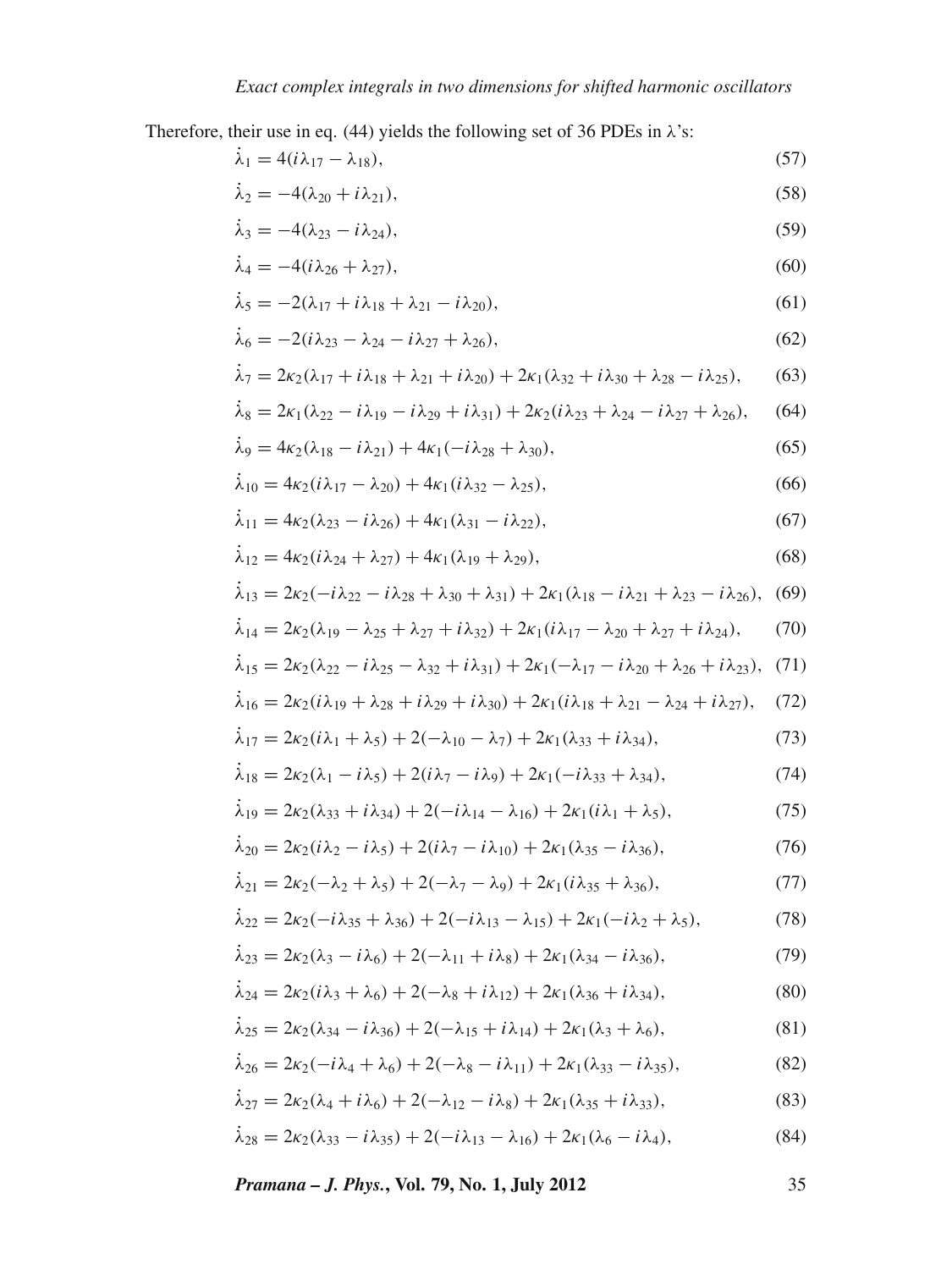Therefore, their use in eq. (44) yields the following set of 36 PDEs in λ's:

$$\dot{\lambda}_1 = 4(i\lambda_{17} - \lambda_{18}), \tag{57}$$

$$\dot{\lambda}_2 = -4(\lambda_{20} + i\lambda_{21}), \tag{58}$$

$$\dot{\lambda}_3 = -4(\lambda_{23} - i\lambda_{24}), \tag{59}$$

$$\dot{\lambda}_4 = -4(i\lambda_{26} + \lambda_{27}), \tag{60}$$

$$\dot{\lambda}_5 = -2(\lambda_{17} + i\lambda_{18} + \lambda_{21} - i\lambda_{20}), \tag{61}$$

$$\dot{\lambda}_6 = -2(i\lambda_{23} - \lambda_{24} - i\lambda_{27} + \lambda_{26}), \tag{62}$$

$$\dot{\lambda}_7 = 2\kappa_2(\lambda_{17} + i\lambda_{18} + \lambda_{21} + i\lambda_{20}) + 2\kappa_1(\lambda_{32} + i\lambda_{30} + \lambda_{28} - i\lambda_{25}), \tag{63}$$

$$\dot{\lambda}_8 = 2\kappa_1(\lambda_{22} - i\lambda_{19} - i\lambda_{29} + i\lambda_{31}) + 2\kappa_2(i\lambda_{23} + \lambda_{24} - i\lambda_{27} + \lambda_{26}), \tag{64}$$

$$\dot{\lambda}_9 = 4\kappa_2(\lambda_{18} - i\lambda_{21}) + 4\kappa_1(-i\lambda_{28} + \lambda_{30}), \tag{65}$$

$$\dot{\lambda}_{10} = 4\kappa_2(i\lambda_{17} - \lambda_{20}) + 4\kappa_1(i\lambda_{32} - \lambda_{25}), \tag{66}$$

$$\dot{\lambda}_{11} = 4\kappa_2(\lambda_{23} - i\lambda_{26}) + 4\kappa_1(\lambda_{31} - i\lambda_{22}), \tag{67}$$

$$\dot{\lambda}_{12} = 4\kappa_2(i\lambda_{24} + \lambda_{27}) + 4\kappa_1(\lambda_{19} + \lambda_{29}), \tag{68}$$

$$\dot{\lambda}_{13} = 2\kappa_2(-i\lambda_{22} - i\lambda_{28} + \lambda_{30} + \lambda_{31}) + 2\kappa_1(\lambda_{18} - i\lambda_{21} + \lambda_{23} - i\lambda_{26}), \tag{69}$$

$$\dot{\lambda}_{14} = 2\kappa_2(\lambda_{19} - \lambda_{25} + \lambda_{27} + i\lambda_{32}) + 2\kappa_1(i\lambda_{17} - \lambda_{20} + \lambda_{27} + i\lambda_{24}), \tag{70}$$

$$\dot{\lambda}_{15} = 2\kappa_2(\lambda_{22} - i\lambda_{25} - \lambda_{32} + i\lambda_{31}) + 2\kappa_1(-\lambda_{17} - i\lambda_{20} + \lambda_{26} + i\lambda_{23}), \tag{71}$$

$$\dot{\lambda}_{16} = 2\kappa_2(i\lambda_{19} + \lambda_{28} + i\lambda_{29} + i\lambda_{30}) + 2\kappa_1(i\lambda_{18} + \lambda_{21} - \lambda_{24} + i\lambda_{27}), \tag{72}$$

$$\dot{\lambda}_{17} = 2\kappa_2(i\lambda_1 + \lambda_5) + 2(-\lambda_{10} - \lambda_7) + 2\kappa_1(\lambda_{33} + i\lambda_{34}), \tag{73}$$

$$\dot{\lambda}_{18} = 2\kappa_2(\lambda_1 - i\lambda_5) + 2(i\lambda_7 - i\lambda_9) + 2\kappa_1(-i\lambda_{33} + \lambda_{34}), \tag{74}$$

$$\dot{\lambda}_{19} = 2\kappa_2(\lambda_{33} + i\lambda_{34}) + 2(-i\lambda_{14} - \lambda_{16}) + 2\kappa_1(i\lambda_1 + \lambda_5), \tag{75}$$

$$\dot{\lambda}_{20} = 2\kappa_2(i\lambda_2 - i\lambda_5) + 2(i\lambda_7 - i\lambda_{10}) + 2\kappa_1(\lambda_{35} - i\lambda_{36}), \tag{76}$$

$$\dot{\lambda}_{21} = 2\kappa_2(-\lambda_2 + \lambda_5) + 2(-\lambda_7 - \lambda_9) + 2\kappa_1(i\lambda_{35} + \lambda_{36}), \tag{77}$$

$$\dot{\lambda}_{22} = 2\kappa_2(-i\lambda_{35} + \lambda_{36}) + 2(-i\lambda_{13} - \lambda_{15}) + 2\kappa_1(-i\lambda_2 + \lambda_5), \tag{78}$$

$$\dot{\lambda}_{23} = 2\kappa_2(\lambda_3 - i\lambda_6) + 2(-\lambda_{11} + i\lambda_8) + 2\kappa_1(\lambda_{34} - i\lambda_{36}), \tag{79}$$

$$\dot{\lambda}_{24} = 2\kappa_2(i\lambda_3 + \lambda_6) + 2(-\lambda_8 + i\lambda_{12}) + 2\kappa_1(\lambda_{36} + i\lambda_{34}), \tag{80}$$

$$\dot{\lambda}_{25} = 2\kappa_2(\lambda_{34} - i\lambda_{36}) + 2(-\lambda_{15} + i\lambda_{14}) + 2\kappa_1(\lambda_3 + \lambda_6), \tag{81}$$

$$\dot{\lambda}_{26} = 2\kappa_2(-i\lambda_4 + \lambda_6) + 2(-\lambda_8 - i\lambda_{11}) + 2\kappa_1(\lambda_{33} - i\lambda_{35}), \tag{82}$$

$$\dot{\lambda}_{27} = 2\kappa_2(\lambda_4 + i\lambda_6) + 2(-\lambda_{12} - i\lambda_8) + 2\kappa_1(\lambda_{35} + i\lambda_{33}), \tag{83}$$

$$\dot{\lambda}_{28} = 2\kappa_2(\lambda_{33} - i\lambda_{35}) + 2(-i\lambda_{13} - \lambda_{16}) + 2\kappa_1(\lambda_6 - i\lambda_4), \tag{84}$$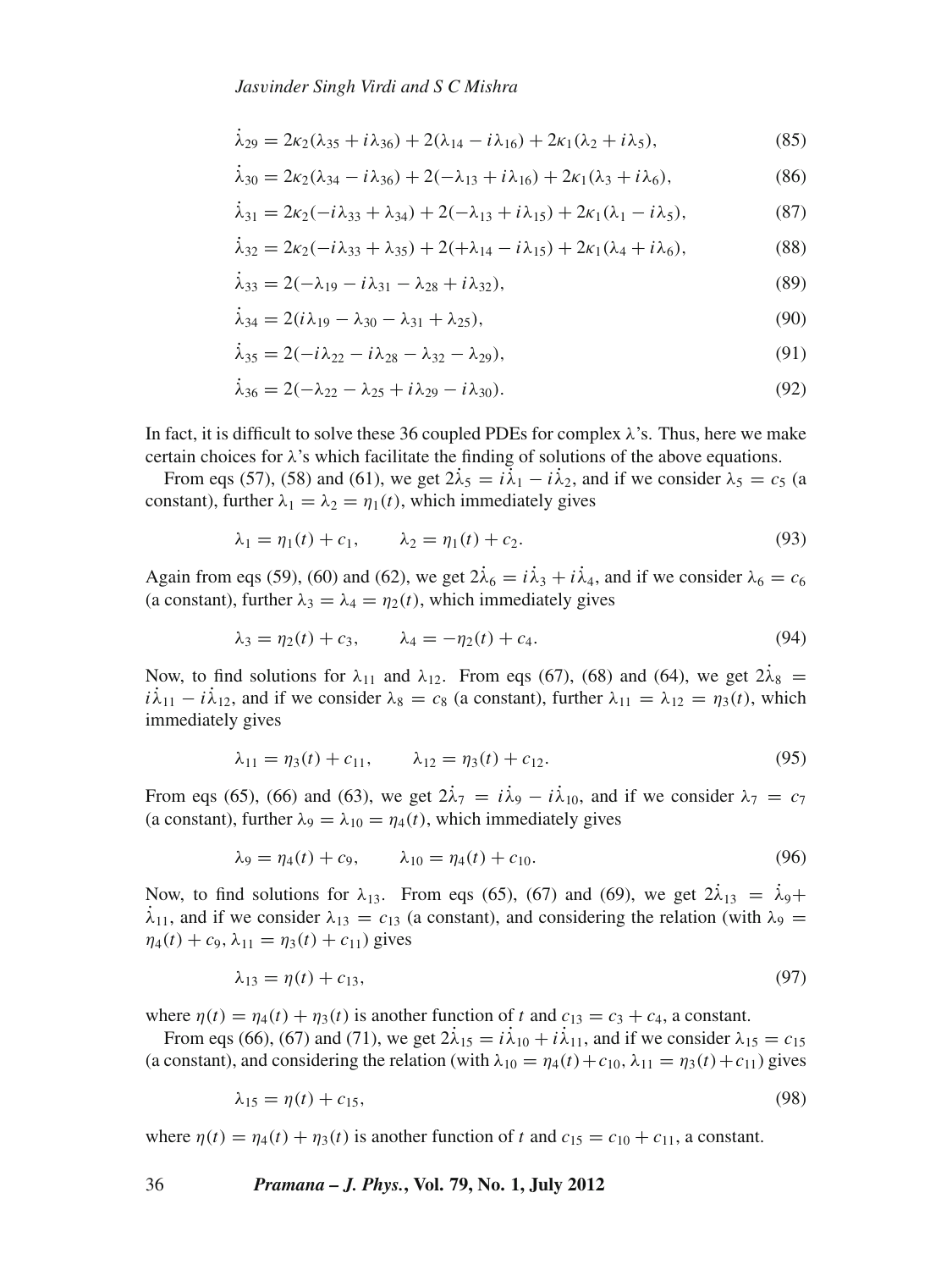$$\dot{\lambda}_{29} = 2\kappa_2(\lambda_{35} + i\lambda_{36}) + 2(\lambda_{14} - i\lambda_{16}) + 2\kappa_1(\lambda_2 + i\lambda_5), \tag{85}$$

$$\dot{\lambda}_{30} = 2\kappa_2(\lambda_{34} - i\lambda_{36}) + 2(-\lambda_{13} + i\lambda_{16}) + 2\kappa_1(\lambda_3 + i\lambda_6), \tag{86}$$

$$\dot{\lambda}_{31} = 2\kappa_2(-i\lambda_{33} + \lambda_{34}) + 2(-\lambda_{13} + i\lambda_{15}) + 2\kappa_1(\lambda_1 - i\lambda_5), \tag{87}$$

$$\dot{\lambda}_{32} = 2\kappa_2(-i\lambda_{33} + \lambda_{35}) + 2(+\lambda_{14} - i\lambda_{15}) + 2\kappa_1(\lambda_4 + i\lambda_6), \tag{88}$$

$$\dot{\lambda}_{33} = 2(-\lambda_{19} - i\lambda_{31} - \lambda_{28} + i\lambda_{32}), \tag{89}$$

$$\dot{\lambda}_{34} = 2(i\lambda_{19} - \lambda_{30} - \lambda_{31} + \lambda_{25}), \tag{90}$$

$$\dot{\lambda}_{35} = 2(-i\lambda_{22} - i\lambda_{28} - \lambda_{32} - \lambda_{29}), \tag{91}$$

$$\dot{\lambda}_{36} = 2(-\lambda_{22} - \lambda_{25} + i\lambda_{29} - i\lambda_{30}). \tag{92}$$

In fact, it is difficult to solve these 36 coupled PDEs for complex λ's. Thus, here we make certain choices for λ's which facilitate the finding of solutions of the above equations.

From eqs (57), (58) and (61), we get $2\dot{\lambda}_5 = i\dot{\lambda}_1 - i\dot{\lambda}_2$, and if we consider $\lambda_5 = c_5$ (a constant), further $\lambda_1 = \lambda_2 = \eta_1(t)$, which immediately gives

$$\lambda_1 = \eta_1(t) + c_1, \qquad \lambda_2 = \eta_1(t) + c_2. \tag{93}$$

Again from eqs (59), (60) and (62), we get $2\dot{\lambda}_6 = i\dot{\lambda}_3 + i\dot{\lambda}_4$, and if we consider $\lambda_6 = c_6$ (a constant), further $\lambda_3 = \lambda_4 = \eta_2(t)$, which immediately gives

$$\lambda_3 = \eta_2(t) + c_3, \qquad \lambda_4 = -\eta_2(t) + c_4. \tag{94}$$

Now, to find solutions for $\lambda_{11}$ and $\lambda_{12}$. From eqs (67), (68) and (64), we get $2\dot{\lambda}_8 = i\dot{\lambda}_{11} - i\dot{\lambda}_{12}$, and if we consider $\lambda_8 = c_8$ (a constant), further $\lambda_{11} = \lambda_{12} = \eta_3(t)$, which immediately gives

$$\lambda_{11} = \eta_3(t) + c_{11}, \qquad \lambda_{12} = \eta_3(t) + c_{12}. \tag{95}$$

From eqs (65), (66) and (63), we get $2\dot{\lambda}_7 = i\dot{\lambda}_9 - i\dot{\lambda}_{10}$, and if we consider $\lambda_7 = c_7$ (a constant), further $\lambda_9 = \lambda_{10} = \eta_4(t)$, which immediately gives

$$\lambda_9 = \eta_4(t) + c_9, \qquad \lambda_{10} = \eta_4(t) + c_{10}. \tag{96}$$

Now, to find solutions for $\lambda_{13}$. From eqs (65), (67) and (69), we get $2\dot{\lambda}_{13} = \dot{\lambda}_9 + \dot{\lambda}_{11}$, and if we consider $\lambda_{13} = c_{13}$ (a constant), and considering the relation (with $\lambda_9 = \eta_4(t) + c_9, \lambda_{11} = \eta_3(t) + c_{11}$) gives

$$\lambda_{13} = \eta(t) + c_{13}, \tag{97}$$

where $\eta(t) = \eta_4(t) + \eta_3(t)$ is another function of $t$ and $c_{13} = c_3 + c_4$, a constant.

From eqs (66), (67) and (71), we get $2\dot{\lambda}_{15} = i\dot{\lambda}_{10} + i\dot{\lambda}_{11}$, and if we consider $\lambda_{15} = c_{15}$ (a constant), and considering the relation (with $\lambda_{10} = \eta_4(t) + c_{10}, \lambda_{11} = \eta_3(t) + c_{11}$) gives

$$\lambda_{15} = \eta(t) + c_{15}, \tag{98}$$

where $\eta(t) = \eta_4(t) + \eta_3(t)$ is another function of $t$ and $c_{15} = c_{10} + c_{11}$, a constant.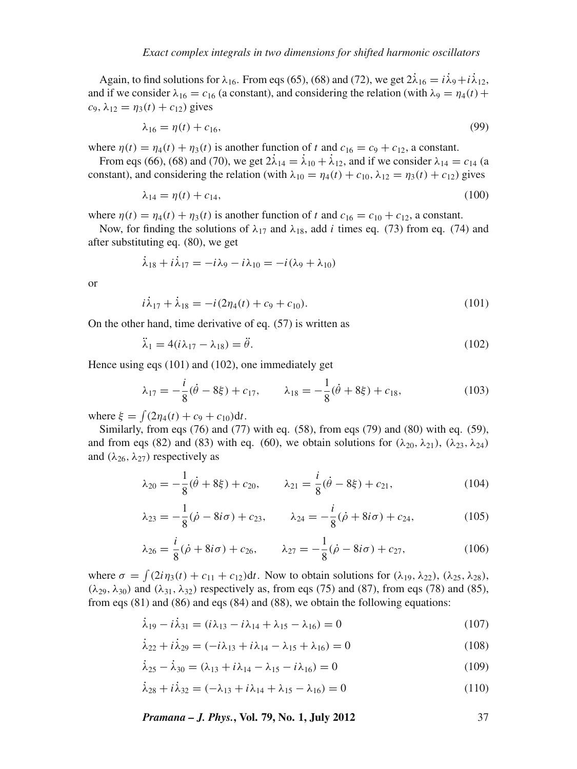Again, to find solutions for $\lambda_{16}$. From eqs (65), (68) and (72), we get $2\dot{\lambda}_{16} = i\dot{\lambda}_9 + i\dot{\lambda}_{12}$, and if we consider $\lambda_{16} = c_{16}$ (a constant), and considering the relation (with $\lambda_9 = \eta_4(t) + c_9$, $\lambda_{12} = \eta_3(t) + c_{12}$) gives

$$\lambda_{16} = \eta(t) + c_{16}, \tag{99}$$

where $\eta(t) = \eta_4(t) + \eta_3(t)$ is another function of $t$ and $c_{16} = c_9 + c_{12}$, a constant.

From eqs (66), (68) and (70), we get $2\dot{\lambda}_{14} = \dot{\lambda}_{10} + \dot{\lambda}_{12}$, and if we consider $\lambda_{14} = c_{14}$ (a constant), and considering the relation (with $\lambda_{10} = \eta_4(t) + c_{10}$, $\lambda_{12} = \eta_3(t) + c_{12}$) gives

$$\lambda_{14} = \eta(t) + c_{14}, \tag{100}$$

where $\eta(t) = \eta_4(t) + \eta_3(t)$ is another function of $t$ and $c_{16} = c_{10} + c_{12}$, a constant.

Now, for finding the solutions of $\lambda_{17}$ and $\lambda_{18}$, add $i$ times eq. (73) from eq. (74) and after substituting eq. (80), we get

$$\dot{\lambda}_{18} + i\dot{\lambda}_{17} = -i\lambda_9 - i\lambda_{10} = -i(\lambda_9 + \lambda_{10})$$

or

$$i\dot{\lambda}_{17} + \dot{\lambda}_{18} = -i(2\eta_4(t) + c_9 + c_{10}). \tag{101}$$

On the other hand, time derivative of eq. (57) is written as

$$\ddot{\lambda}_1 = 4(i\lambda_{17} - \lambda_{18}) = \ddot{\theta}. \tag{102}$$

Hence using eqs (101) and (102), one immediately get

$$\lambda_{17} = -\frac{i}{8}(\dot{\theta} - 8\xi) + c_{17}, \qquad \lambda_{18} = -\frac{1}{8}(\dot{\theta} + 8\xi) + c_{18}, \tag{103}$$

where $\xi = \int (2\eta_4(t) + c_9 + c_{10})\mathrm{d}t$.

Similarly, from eqs (76) and (77) with eq. (58), from eqs (79) and (80) with eq. (59), and from eqs (82) and (83) with eq. (60), we obtain solutions for $(\lambda_{20}, \lambda_{21})$, $(\lambda_{23}, \lambda_{24})$ and $(\lambda_{26}, \lambda_{27})$ respectively as

$$\lambda_{20} = -\frac{1}{8}(\dot{\theta} + 8\xi) + c_{20}, \qquad \lambda_{21} = \frac{i}{8}(\dot{\theta} - 8\xi) + c_{21}, \tag{104}$$

$$\lambda_{23} = -\frac{1}{8}(\dot{\rho} - 8i\sigma) + c_{23}, \qquad \lambda_{24} = -\frac{i}{8}(\dot{\rho} + 8i\sigma) + c_{24}, \tag{105}$$

$$\lambda_{26} = \frac{i}{8}(\dot{\rho} + 8i\sigma) + c_{26}, \qquad \lambda_{27} = -\frac{1}{8}(\dot{\rho} - 8i\sigma) + c_{27}, \tag{106}$$

where $\sigma = \int (2i\eta_3(t) + c_{11} + c_{12})\mathrm{d}t$. Now to obtain solutions for $(\lambda_{19}, \lambda_{22})$, $(\lambda_{25}, \lambda_{28})$, $(\lambda_{29}, \lambda_{30})$ and $(\lambda_{31}, \lambda_{32})$ respectively as, from eqs (75) and (87), from eqs (78) and (85), from eqs (81) and (86) and eqs (84) and (88), we obtain the following equations:

$$\dot{\lambda}_{19} - i\dot{\lambda}_{31} = (i\lambda_{13} - i\lambda_{14} + \lambda_{15} - \lambda_{16}) = 0 \tag{107}$$

$$\dot{\lambda}_{22} + i\dot{\lambda}_{29} = (-i\lambda_{13} + i\lambda_{14} - \lambda_{15} + \lambda_{16}) = 0 \tag{108}$$

$$\dot{\lambda}_{25} - \dot{\lambda}_{30} = (\lambda_{13} + i\lambda_{14} - \lambda_{15} - i\lambda_{16}) = 0 \tag{109}$$

$$\dot{\lambda}_{28} + i\dot{\lambda}_{32} = (-\lambda_{13} + i\lambda_{14} + \lambda_{15} - \lambda_{16}) = 0 \tag{110}$$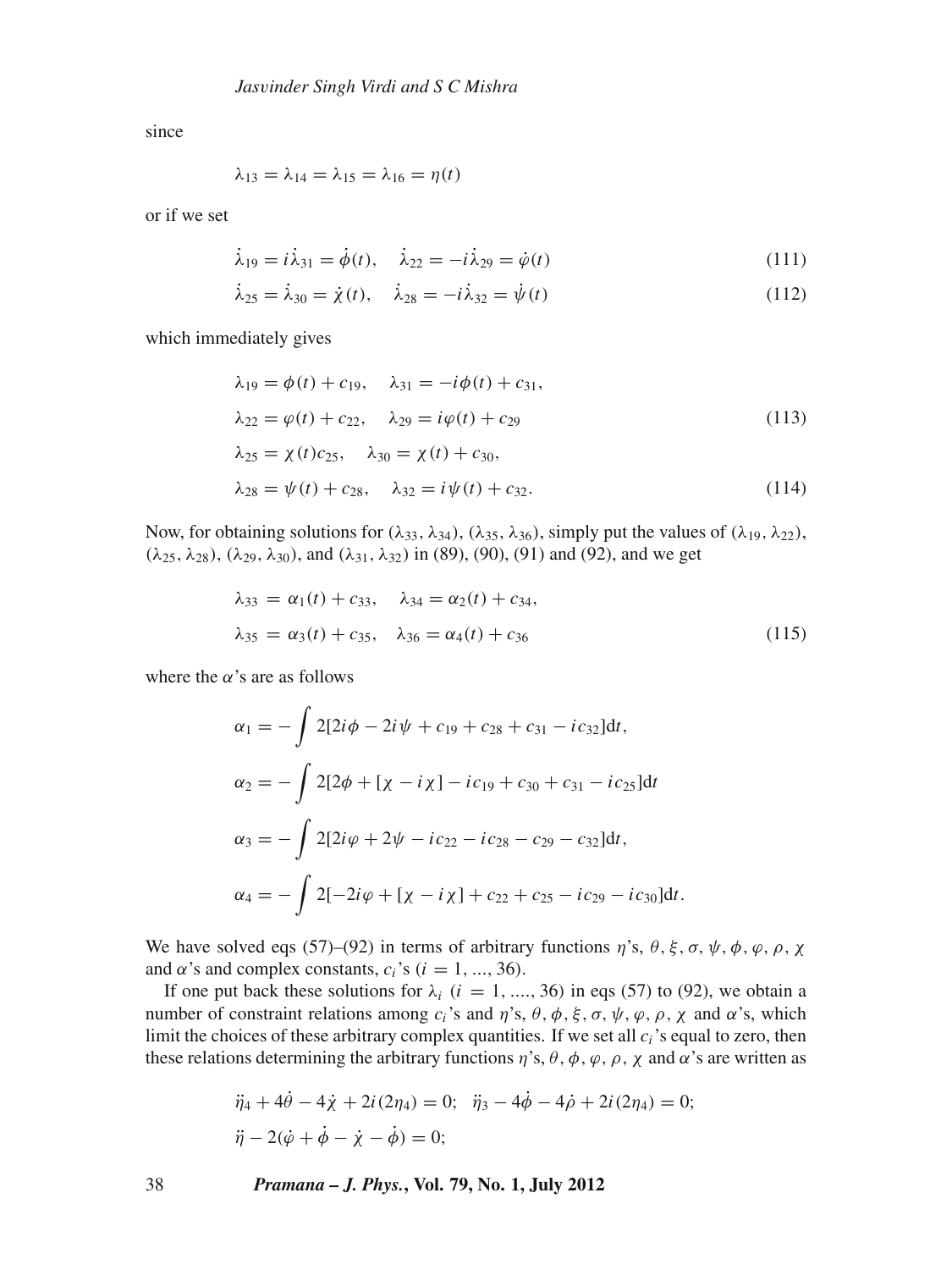since

$$\lambda_{13} = \lambda_{14} = \lambda_{15} = \lambda_{16} = \eta(t)$$

or if we set

$$\dot{\lambda}_{19} = i\dot{\lambda}_{31} = \dot{\phi}(t), \quad \dot{\lambda}_{22} = -i\dot{\lambda}_{29} = \dot{\varphi}(t) \tag{111}$$

$$\dot{\lambda}_{25} = \dot{\lambda}_{30} = \dot{\chi}(t), \quad \dot{\lambda}_{28} = -i\dot{\lambda}_{32} = \dot{\psi}(t) \tag{112}$$

which immediately gives

$$\begin{aligned}
&\lambda_{19} = \phi(t) + c_{19}, \quad \lambda_{31} = -i\phi(t) + c_{31},\\
&\lambda_{22} = \varphi(t) + c_{22}, \quad \lambda_{29} = i\varphi(t) + c_{29} \qquad (113)\\
&\lambda_{25} = \chi(t)c_{25}, \quad \lambda_{30} = \chi(t) + c_{30},\\
&\lambda_{28} = \psi(t) + c_{28}, \quad \lambda_{32} = i\psi(t) + c_{32}. \qquad (114)
\end{aligned}$$

Now, for obtaining solutions for $(\lambda_{33}, \lambda_{34})$, $(\lambda_{35}, \lambda_{36})$, simply put the values of $(\lambda_{19}, \lambda_{22})$, $(\lambda_{25}, \lambda_{28})$, $(\lambda_{29}, \lambda_{30})$, and $(\lambda_{31}, \lambda_{32})$ in (89), (90), (91) and (92), and we get

$$\begin{aligned}
\lambda_{33} &= \alpha_1(t) + c_{33}, \quad \lambda_{34} = \alpha_2(t) + c_{34},\\
\lambda_{35} &= \alpha_3(t) + c_{35}, \quad \lambda_{36} = \alpha_4(t) + c_{36}
\end{aligned} \tag{115}$$

where the $\alpha$'s are as follows

$$\alpha_1 = -\int 2[2i\phi - 2i\psi + c_{19} + c_{28} + c_{31} - ic_{32}]\mathrm{d}t,$$

$$\alpha_2 = -\int 2[2\phi + [\chi - i\chi] - ic_{19} + c_{30} + c_{31} - ic_{25}]\mathrm{d}t$$

$$\alpha_3 = -\int 2[2i\varphi + 2\psi - ic_{22} - ic_{28} - c_{29} - c_{32}]\mathrm{d}t,$$

$$\alpha_4 = -\int 2[-2i\varphi + [\chi - i\chi] + c_{22} + c_{25} - ic_{29} - ic_{30}]\mathrm{d}t.$$

We have solved eqs (57)–(92) in terms of arbitrary functions $\eta$'s, $\theta, \xi, \sigma, \psi, \phi, \varphi, \rho, \chi$ and $\alpha$'s and complex constants, $c_i$'s ($i = 1, ..., 36$).

If one put back these solutions for $\lambda_i$ ($i = 1, ...., 36$) in eqs (57) to (92), we obtain a number of constraint relations among $c_i$'s and $\eta$'s, $\theta, \phi, \xi, \sigma, \psi, \varphi, \rho, \chi$ and $\alpha$'s, which limit the choices of these arbitrary complex quantities. If we set all $c_i$'s equal to zero, then these relations determining the arbitrary functions $\eta$'s, $\theta, \phi, \varphi, \rho, \chi$ and $\alpha$'s are written as

$$\ddot{\eta}_4 + 4\dot{\theta} - 4\dot{\chi} + 2i(2\eta_4) = 0; \quad \ddot{\eta}_3 - 4\dot{\phi} - 4\dot{\rho} + 2i(2\eta_4) = 0;$$

$$\ddot{\eta} - 2(\dot{\varphi} + \dot{\phi} - \dot{\chi} - \dot{\phi}) = 0;$$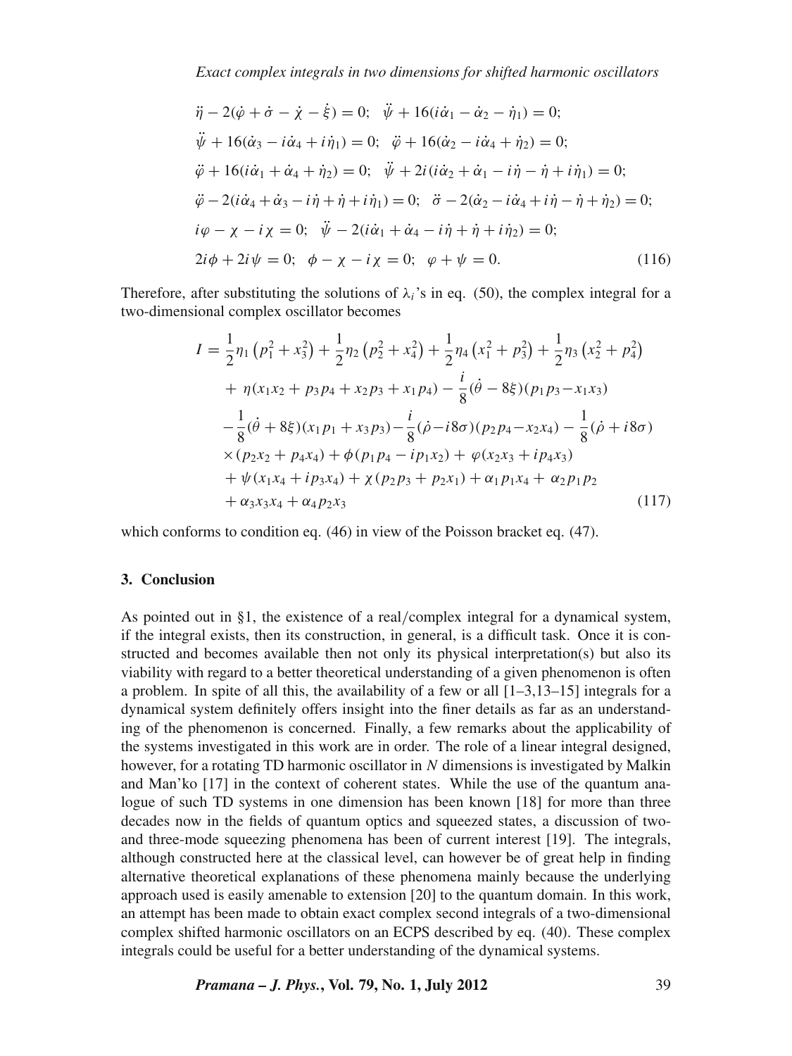$$
\begin{aligned}
&\ddot{\eta} - 2(\dot{\varphi} + \dot{\sigma} - \dot{\chi} - \dot{\xi}) = 0; \quad \dddot{\psi} + 16(i\dot{\alpha}_1 - \dot{\alpha}_2 - \dot{\eta}_1) = 0;\\
&\dddot{\psi} + 16(\dot{\alpha}_3 - i\dot{\alpha}_4 + i\dot{\eta}_1) = 0; \quad \dddot{\varphi} + 16(\dot{\alpha}_2 - i\dot{\alpha}_4 + \dot{\eta}_2) = 0;\\
&\dddot{\varphi} + 16(i\dot{\alpha}_1 + \dot{\alpha}_4 + \dot{\eta}_2) = 0; \quad \dddot{\psi} + 2i(i\dot{\alpha}_2 + \dot{\alpha}_1 - i\dot{\eta} - \dot{\eta} + i\dot{\eta}_1) = 0;\\
&\ddot{\varphi} - 2(i\dot{\alpha}_4 + \dot{\alpha}_3 - i\dot{\eta} + \dot{\eta} + i\dot{\eta}_1) = 0; \quad \ddot{\sigma} - 2(\dot{\alpha}_2 - i\dot{\alpha}_4 + i\dot{\eta} - \dot{\eta} + \dot{\eta}_2) = 0;\\
&i\varphi - \chi - i\chi = 0; \quad \dddot{\psi} - 2(i\dot{\alpha}_1 + \dot{\alpha}_4 - i\dot{\eta} + \dot{\eta} + i\dot{\eta}_2) = 0;\\
&2i\phi + 2i\psi = 0; \quad \phi - \chi - i\chi = 0; \quad \varphi + \psi = 0.
\end{aligned}
\tag{116}
$$

Therefore, after substituting the solutions of $\lambda_i$'s in eq. (50), the complex integral for a two-dimensional complex oscillator becomes

$$
\begin{aligned}
I =\; & \frac{1}{2}\eta_1\left(p_1^2 + x_3^2\right) + \frac{1}{2}\eta_2\left(p_2^2 + x_4^2\right) + \frac{1}{2}\eta_4\left(x_1^2 + p_3^2\right) + \frac{1}{2}\eta_3\left(x_2^2 + p_4^2\right)\\
& + \eta(x_1x_2 + p_3p_4 + x_2p_3 + x_1p_4) - \frac{i}{8}(\dot{\theta} - 8\xi)(p_1p_3 - x_1x_3)\\
& - \frac{1}{8}(\dot{\theta} + 8\xi)(x_1p_1 + x_3p_3) - \frac{i}{8}(\dot{\rho} - i8\sigma)(p_2p_4 - x_2x_4) - \frac{1}{8}(\dot{\rho} + i8\sigma)\\
& \times (p_2x_2 + p_4x_4) + \phi(p_1p_4 - ip_1x_2) + \varphi(x_2x_3 + ip_4x_3)\\
& + \psi(x_1x_4 + ip_3x_4) + \chi(p_2p_3 + p_2x_1) + \alpha_1p_1x_4 + \alpha_2p_1p_2\\
& + \alpha_3x_3x_4 + \alpha_4p_2x_3
\end{aligned}
\tag{117}
$$

which conforms to condition eq. (46) in view of the Poisson bracket eq. (47).

## 3. Conclusion

As pointed out in §1, the existence of a real/complex integral for a dynamical system, if the integral exists, then its construction, in general, is a difficult task. Once it is constructed and becomes available then not only its physical interpretation(s) but also its viability with regard to a better theoretical understanding of a given phenomenon is often a problem. In spite of all this, the availability of a few or all [1–3,13–15] integrals for a dynamical system definitely offers insight into the finer details as far as an understanding of the phenomenon is concerned. Finally, a few remarks about the applicability of the systems investigated in this work are in order. The role of a linear integral designed, however, for a rotating TD harmonic oscillator in $N$ dimensions is investigated by Malkin and Man'ko [17] in the context of coherent states. While the use of the quantum analogue of such TD systems in one dimension has been known [18] for more than three decades now in the fields of quantum optics and squeezed states, a discussion of two- and three-mode squeezing phenomena has been of current interest [19]. The integrals, although constructed here at the classical level, can however be of great help in finding alternative theoretical explanations of these phenomena mainly because the underlying approach used is easily amenable to extension [20] to the quantum domain. In this work, an attempt has been made to obtain exact complex second integrals of a two-dimensional complex shifted harmonic oscillators on an ECPS described by eq. (40). These complex integrals could be useful for a better understanding of the dynamical systems.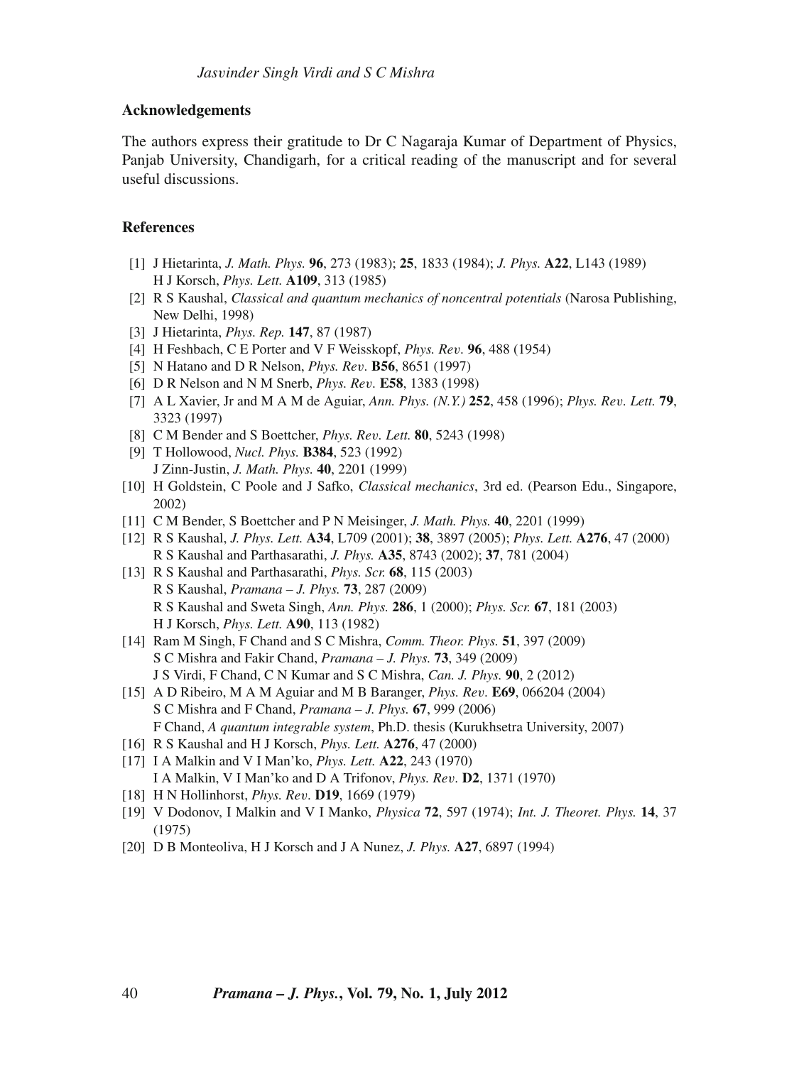## Acknowledgements

The authors express their gratitude to Dr C Nagaraja Kumar of Department of Physics, Panjab University, Chandigarh, for a critical reading of the manuscript and for several useful discussions.

## References

[1] J Hietarinta, *J. Math. Phys.* **96**, 273 (1983); **25**, 1833 (1984); *J. Phys.* **A22**, L143 (1989)
H J Korsch, *Phys. Lett.* **A109**, 313 (1985)

[2] R S Kaushal, *Classical and quantum mechanics of noncentral potentials* (Narosa Publishing, New Delhi, 1998)

[3] J Hietarinta, *Phys. Rep.* **147**, 87 (1987)

[4] H Feshbach, C E Porter and V F Weisskopf, *Phys. Rev*. **96**, 488 (1954)

[5] N Hatano and D R Nelson, *Phys. Rev*. **B56**, 8651 (1997)

[6] D R Nelson and N M Snerb, *Phys. Rev*. **E58**, 1383 (1998)

[7] A L Xavier, Jr and M A M de Aguiar, *Ann. Phys. (N.Y.)* **252**, 458 (1996); *Phys. Rev. Lett.* **79**, 3323 (1997)

[8] C M Bender and S Boettcher, *Phys. Rev. Lett.* **80**, 5243 (1998)

[9] T Hollowood, *Nucl. Phys.* **B384**, 523 (1992)
J Zinn-Justin, *J. Math. Phys.* **40**, 2201 (1999)

[10] H Goldstein, C Poole and J Safko, *Classical mechanics*, 3rd ed. (Pearson Edu., Singapore, 2002)

[11] C M Bender, S Boettcher and P N Meisinger, *J. Math. Phys.* **40**, 2201 (1999)

[12] R S Kaushal, *J. Phys. Lett.* **A34**, L709 (2001); **38**, 3897 (2005); *Phys. Lett.* **A276**, 47 (2000)
R S Kaushal and Parthasarathi, *J. Phys.* **A35**, 8743 (2002); **37**, 781 (2004)

[13] R S Kaushal and Parthasarathi, *Phys. Scr.* **68**, 115 (2003)
R S Kaushal, *Pramana – J. Phys.* **73**, 287 (2009)
R S Kaushal and Sweta Singh, *Ann. Phys.* **286**, 1 (2000); *Phys. Scr.* **67**, 181 (2003)
H J Korsch, *Phys. Lett.* **A90**, 113 (1982)

[14] Ram M Singh, F Chand and S C Mishra, *Comm. Theor. Phys.* **51**, 397 (2009)
S C Mishra and Fakir Chand, *Pramana – J. Phys.* **73**, 349 (2009)
J S Virdi, F Chand, C N Kumar and S C Mishra, *Can. J. Phys.* **90**, 2 (2012)

[15] A D Ribeiro, M A M Aguiar and M B Baranger, *Phys. Rev*. **E69**, 066204 (2004)
S C Mishra and F Chand, *Pramana – J. Phys.* **67**, 999 (2006)
F Chand, *A quantum integrable system*, Ph.D. thesis (Kurukhsetra University, 2007)

[16] R S Kaushal and H J Korsch, *Phys. Lett.* **A276**, 47 (2000)

[17] I A Malkin and V I Man'ko, *Phys. Lett.* **A22**, 243 (1970)
I A Malkin, V I Man'ko and D A Trifonov, *Phys. Rev*. **D2**, 1371 (1970)

[18] H N Hollinhorst, *Phys. Rev*. **D19**, 1669 (1979)

[19] V Dodonov, I Malkin and V I Manko, *Physica* **72**, 597 (1974); *Int. J. Theoret. Phys.* **14**, 37 (1975)

[20] D B Monteoliva, H J Korsch and J A Nunez, *J. Phys.* **A27**, 6897 (1994)